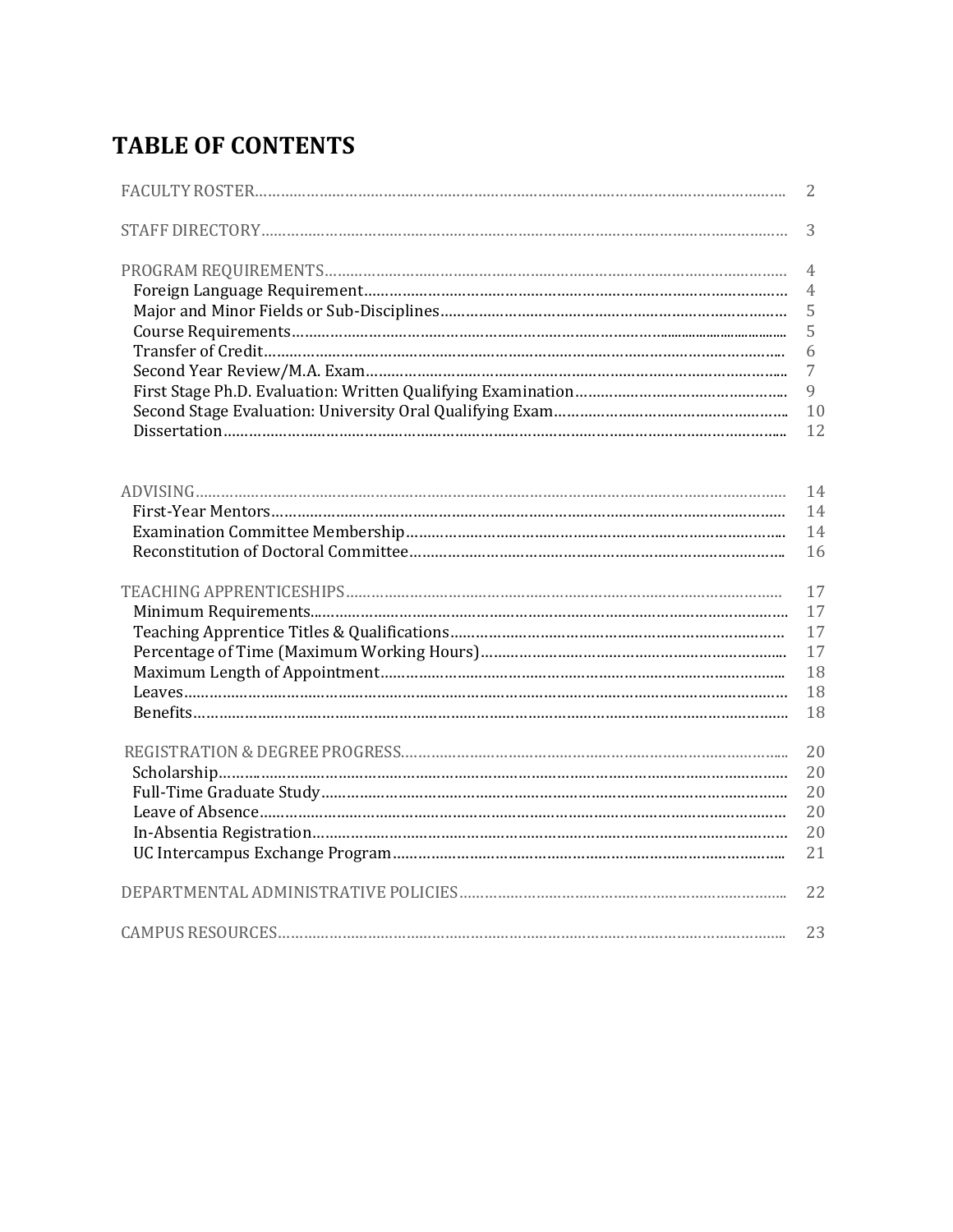# TABLE OF CONTENTS

| | |
|---|---|
| FACULTY ROSTER | 2 |
| STAFF DIRECTORY | 3 |
| PROGRAM REQUIREMENTS | 4 |
| Foreign Language Requirement | 4 |
| Major and Minor Fields or Sub-Disciplines | 5 |
| Course Requirements | 5 |
| Transfer of Credit | 6 |
| Second Year Review/M.A. Exam | 7 |
| First Stage Ph.D. Evaluation: Written Qualifying Examination | 9 |
| Second Stage Evaluation: University Oral Qualifying Exam | 10 |
| Dissertation | 12 |
| ADVISING | 14 |
| First-Year Mentors | 14 |
| Examination Committee Membership | 14 |
| Reconstitution of Doctoral Committee | 16 |
| TEACHING APPRENTICESHIPS | 17 |
| Minimum Requirements | 17 |
| Teaching Apprentice Titles & Qualifications | 17 |
| Percentage of Time (Maximum Working Hours) | 17 |
| Maximum Length of Appointment | 18 |
| Leaves | 18 |
| Benefits | 18 |
| REGISTRATION & DEGREE PROGRESS | 20 |
| Scholarship | 20 |
| Full-Time Graduate Study | 20 |
| Leave of Absence | 20 |
| In-Absentia Registration | 20 |
| UC Intercampus Exchange Program | 21 |
| DEPARTMENTAL ADMINISTRATIVE POLICIES | 22 |
| CAMPUS RESOURCES | 23 |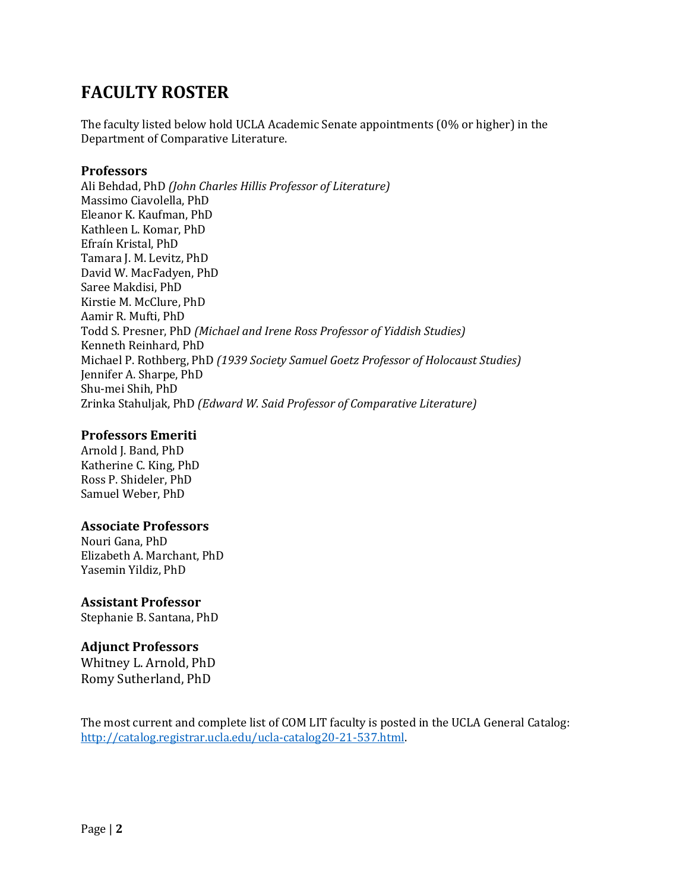# FACULTY ROSTER

The faculty listed below hold UCLA Academic Senate appointments (0% or higher) in the Department of Comparative Literature.

### Professors

Ali Behdad, PhD *(John Charles Hillis Professor of Literature)*
Massimo Ciavolella, PhD
Eleanor K. Kaufman, PhD
Kathleen L. Komar, PhD
Efraín Kristal, PhD
Tamara J. M. Levitz, PhD
David W. MacFadyen, PhD
Saree Makdisi, PhD
Kirstie M. McClure, PhD
Aamir R. Mufti, PhD
Todd S. Presner, PhD *(Michael and Irene Ross Professor of Yiddish Studies)*
Kenneth Reinhard, PhD
Michael P. Rothberg, PhD *(1939 Society Samuel Goetz Professor of Holocaust Studies)*
Jennifer A. Sharpe, PhD
Shu-mei Shih, PhD
Zrinka Stahuljak, PhD *(Edward W. Said Professor of Comparative Literature)*

### Professors Emeriti

Arnold J. Band, PhD
Katherine C. King, PhD
Ross P. Shideler, PhD
Samuel Weber, PhD

### Associate Professors

Nouri Gana, PhD
Elizabeth A. Marchant, PhD
Yasemin Yildiz, PhD

### Assistant Professor

Stephanie B. Santana, PhD

### Adjunct Professors

Whitney L. Arnold, PhD
Romy Sutherland, PhD

The most current and complete list of COM LIT faculty is posted in the UCLA General Catalog: [http://catalog.registrar.ucla.edu/ucla-catalog20-21-537.html](http://catalog.registrar.ucla.edu/ucla-catalog20-21-537.html).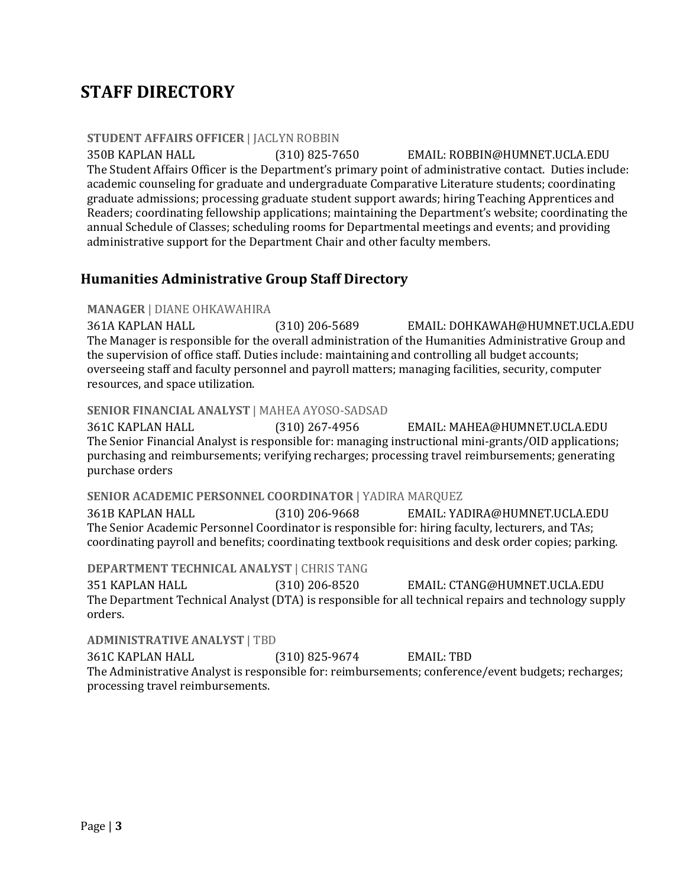# STAFF DIRECTORY

**STUDENT AFFAIRS OFFICER** | JACLYN ROBBIN

350B KAPLAN HALL (310) 825-7650 EMAIL: ROBBIN@HUMNET.UCLA.EDU

The Student Affairs Officer is the Department's primary point of administrative contact. Duties include: academic counseling for graduate and undergraduate Comparative Literature students; coordinating graduate admissions; processing graduate student support awards; hiring Teaching Apprentices and Readers; coordinating fellowship applications; maintaining the Department's website; coordinating the annual Schedule of Classes; scheduling rooms for Departmental meetings and events; and providing administrative support for the Department Chair and other faculty members.

## Humanities Administrative Group Staff Directory

**MANAGER** | DIANE OHKAWAHIRA

361A KAPLAN HALL (310) 206-5689 EMAIL: DOHKAWAH@HUMNET.UCLA.EDU

The Manager is responsible for the overall administration of the Humanities Administrative Group and the supervision of office staff. Duties include: maintaining and controlling all budget accounts; overseeing staff and faculty personnel and payroll matters; managing facilities, security, computer resources, and space utilization.

**SENIOR FINANCIAL ANALYST** | MAHEA AYOSO-SADSAD

361C KAPLAN HALL (310) 267-4956 EMAIL: MAHEA@HUMNET.UCLA.EDU

The Senior Financial Analyst is responsible for: managing instructional mini-grants/OID applications; purchasing and reimbursements; verifying recharges; processing travel reimbursements; generating purchase orders

**SENIOR ACADEMIC PERSONNEL COORDINATOR** | YADIRA MARQUEZ

361B KAPLAN HALL (310) 206-9668 EMAIL: YADIRA@HUMNET.UCLA.EDU

The Senior Academic Personnel Coordinator is responsible for: hiring faculty, lecturers, and TAs; coordinating payroll and benefits; coordinating textbook requisitions and desk order copies; parking.

**DEPARTMENT TECHNICAL ANALYST** | CHRIS TANG

351 KAPLAN HALL (310) 206-8520 EMAIL: CTANG@HUMNET.UCLA.EDU

The Department Technical Analyst (DTA) is responsible for all technical repairs and technology supply orders.

**ADMINISTRATIVE ANALYST** | TBD

361C KAPLAN HALL (310) 825-9674 EMAIL: TBD

The Administrative Analyst is responsible for: reimbursements; conference/event budgets; recharges; processing travel reimbursements.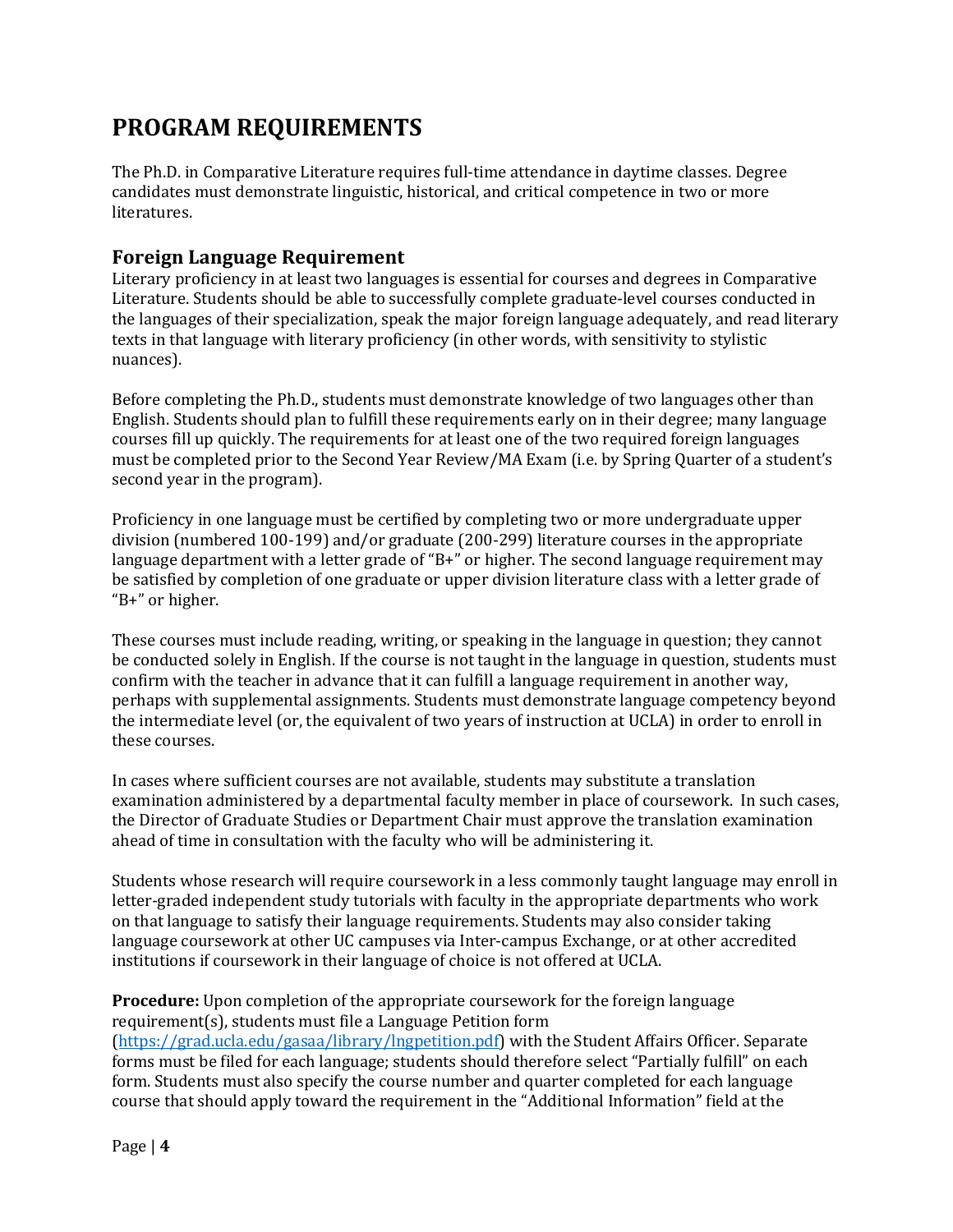# PROGRAM REQUIREMENTS

The Ph.D. in Comparative Literature requires full-time attendance in daytime classes. Degree candidates must demonstrate linguistic, historical, and critical competence in two or more literatures.

## Foreign Language Requirement

Literary proficiency in at least two languages is essential for courses and degrees in Comparative Literature. Students should be able to successfully complete graduate-level courses conducted in the languages of their specialization, speak the major foreign language adequately, and read literary texts in that language with literary proficiency (in other words, with sensitivity to stylistic nuances).

Before completing the Ph.D., students must demonstrate knowledge of two languages other than English. Students should plan to fulfill these requirements early on in their degree; many language courses fill up quickly. The requirements for at least one of the two required foreign languages must be completed prior to the Second Year Review/MA Exam (i.e. by Spring Quarter of a student's second year in the program).

Proficiency in one language must be certified by completing two or more undergraduate upper division (numbered 100-199) and/or graduate (200-299) literature courses in the appropriate language department with a letter grade of "B+" or higher. The second language requirement may be satisfied by completion of one graduate or upper division literature class with a letter grade of "B+" or higher.

These courses must include reading, writing, or speaking in the language in question; they cannot be conducted solely in English. If the course is not taught in the language in question, students must confirm with the teacher in advance that it can fulfill a language requirement in another way, perhaps with supplemental assignments. Students must demonstrate language competency beyond the intermediate level (or, the equivalent of two years of instruction at UCLA) in order to enroll in these courses.

In cases where sufficient courses are not available, students may substitute a translation examination administered by a departmental faculty member in place of coursework. In such cases, the Director of Graduate Studies or Department Chair must approve the translation examination ahead of time in consultation with the faculty who will be administering it.

Students whose research will require coursework in a less commonly taught language may enroll in letter-graded independent study tutorials with faculty in the appropriate departments who work on that language to satisfy their language requirements. Students may also consider taking language coursework at other UC campuses via Inter-campus Exchange, or at other accredited institutions if coursework in their language of choice is not offered at UCLA.

**Procedure:** Upon completion of the appropriate coursework for the foreign language requirement(s), students must file a Language Petition form ([https://grad.ucla.edu/gasaa/library/lngpetition.pdf](https://grad.ucla.edu/gasaa/library/lngpetition.pdf)) with the Student Affairs Officer. Separate forms must be filed for each language; students should therefore select "Partially fulfill" on each form. Students must also specify the course number and quarter completed for each language course that should apply toward the requirement in the "Additional Information" field at the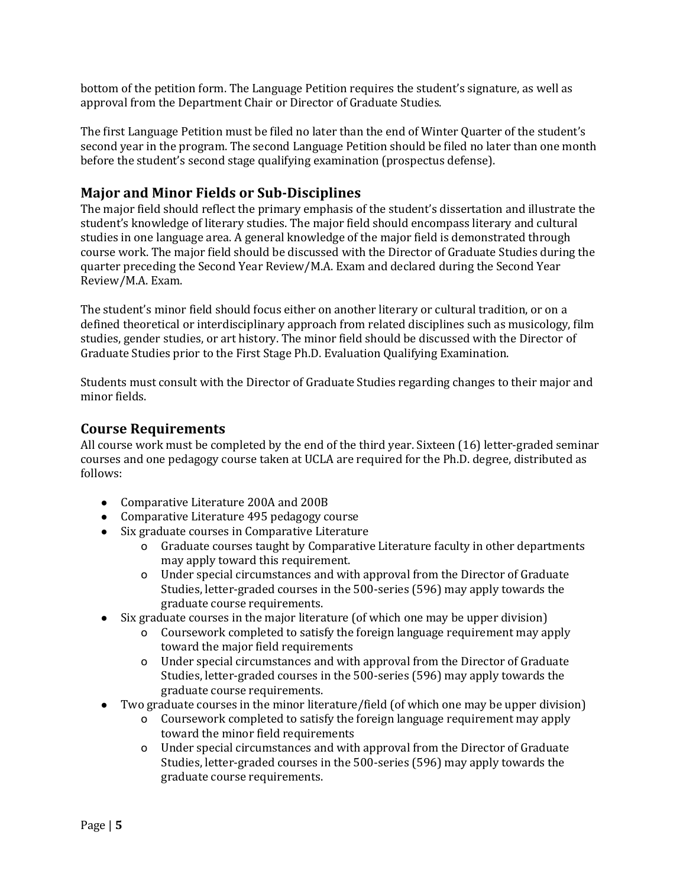bottom of the petition form. The Language Petition requires the student's signature, as well as approval from the Department Chair or Director of Graduate Studies.

The first Language Petition must be filed no later than the end of Winter Quarter of the student's second year in the program. The second Language Petition should be filed no later than one month before the student's second stage qualifying examination (prospectus defense).

## Major and Minor Fields or Sub-Disciplines

The major field should reflect the primary emphasis of the student's dissertation and illustrate the student's knowledge of literary studies. The major field should encompass literary and cultural studies in one language area. A general knowledge of the major field is demonstrated through course work. The major field should be discussed with the Director of Graduate Studies during the quarter preceding the Second Year Review/M.A. Exam and declared during the Second Year Review/M.A. Exam.

The student's minor field should focus either on another literary or cultural tradition, or on a defined theoretical or interdisciplinary approach from related disciplines such as musicology, film studies, gender studies, or art history. The minor field should be discussed with the Director of Graduate Studies prior to the First Stage Ph.D. Evaluation Qualifying Examination.

Students must consult with the Director of Graduate Studies regarding changes to their major and minor fields.

## Course Requirements

All course work must be completed by the end of the third year. Sixteen (16) letter-graded seminar courses and one pedagogy course taken at UCLA are required for the Ph.D. degree, distributed as follows:

- Comparative Literature 200A and 200B
- Comparative Literature 495 pedagogy course
- Six graduate courses in Comparative Literature
  - Graduate courses taught by Comparative Literature faculty in other departments may apply toward this requirement.
  - Under special circumstances and with approval from the Director of Graduate Studies, letter-graded courses in the 500-series (596) may apply towards the graduate course requirements.
- Six graduate courses in the major literature (of which one may be upper division)
  - Coursework completed to satisfy the foreign language requirement may apply toward the major field requirements
  - Under special circumstances and with approval from the Director of Graduate Studies, letter-graded courses in the 500-series (596) may apply towards the graduate course requirements.
- Two graduate courses in the minor literature/field (of which one may be upper division)
  - Coursework completed to satisfy the foreign language requirement may apply toward the minor field requirements
  - Under special circumstances and with approval from the Director of Graduate Studies, letter-graded courses in the 500-series (596) may apply towards the graduate course requirements.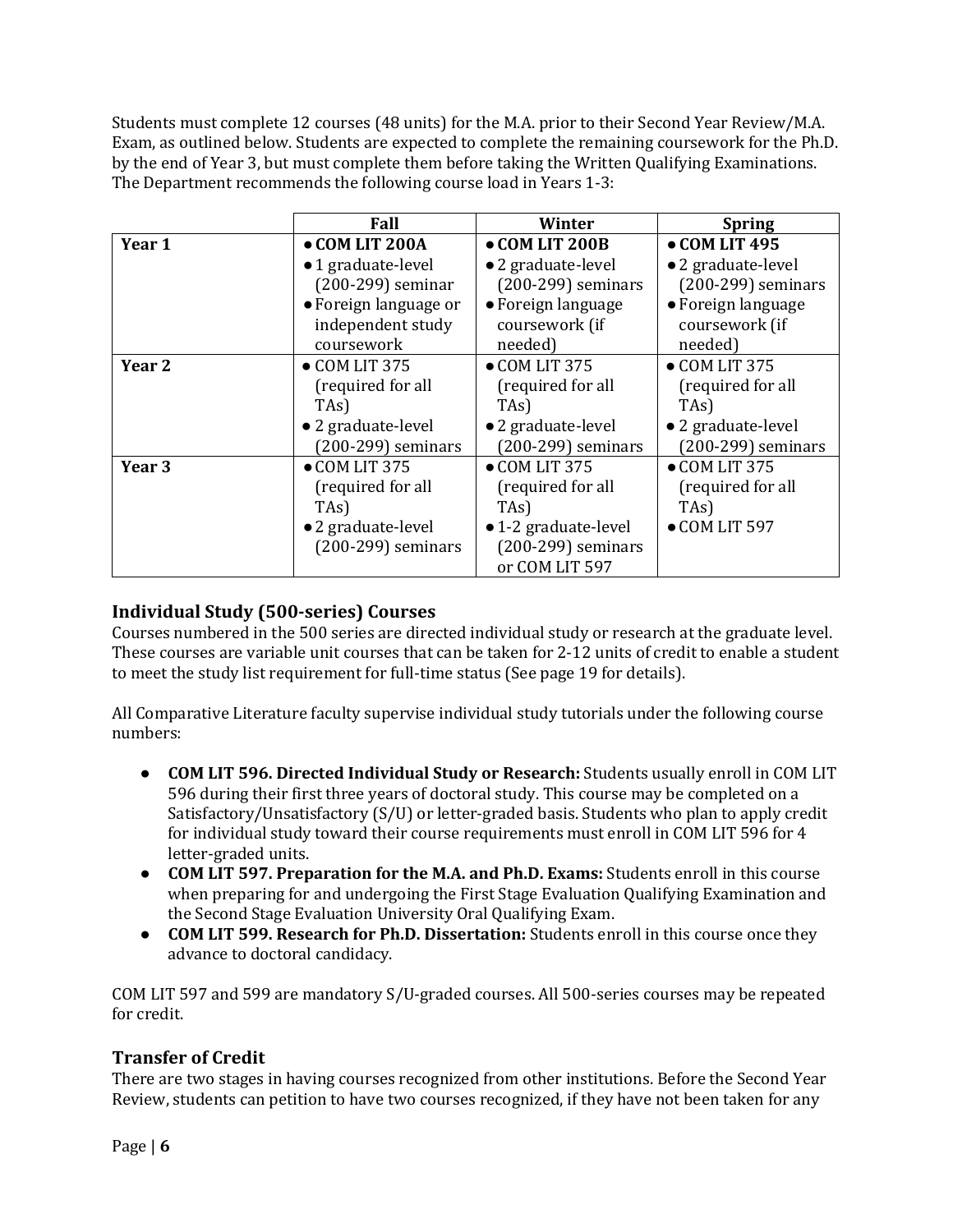Students must complete 12 courses (48 units) for the M.A. prior to their Second Year Review/M.A. Exam, as outlined below. Students are expected to complete the remaining coursework for the Ph.D. by the end of Year 3, but must complete them before taking the Written Qualifying Examinations. The Department recommends the following course load in Years 1-3:

| | Fall | Winter | Spring |
|---|---|---|---|
| **Year 1** | • **COM LIT 200A**<br>• 1 graduate-level (200-299) seminar<br>• Foreign language or independent study coursework | • **COM LIT 200B**<br>• 2 graduate-level (200-299) seminars<br>• Foreign language coursework (if needed) | • **COM LIT 495**<br>• 2 graduate-level (200-299) seminars<br>• Foreign language coursework (if needed) |
| **Year 2** | • COM LIT 375 (required for all TAs)<br>• 2 graduate-level (200-299) seminars | • COM LIT 375 (required for all TAs)<br>• 2 graduate-level (200-299) seminars | • COM LIT 375 (required for all TAs)<br>• 2 graduate-level (200-299) seminars |
| **Year 3** | • COM LIT 375 (required for all TAs)<br>• 2 graduate-level (200-299) seminars | • COM LIT 375 (required for all TAs)<br>• 1-2 graduate-level (200-299) seminars or COM LIT 597 | • COM LIT 375 (required for all TAs)<br>• COM LIT 597 |

## Individual Study (500-series) Courses

Courses numbered in the 500 series are directed individual study or research at the graduate level. These courses are variable unit courses that can be taken for 2-12 units of credit to enable a student to meet the study list requirement for full-time status (See page 19 for details).

All Comparative Literature faculty supervise individual study tutorials under the following course numbers:

- **COM LIT 596. Directed Individual Study or Research:** Students usually enroll in COM LIT 596 during their first three years of doctoral study. This course may be completed on a Satisfactory/Unsatisfactory (S/U) or letter-graded basis. Students who plan to apply credit for individual study toward their course requirements must enroll in COM LIT 596 for 4 letter-graded units.
- **COM LIT 597. Preparation for the M.A. and Ph.D. Exams:** Students enroll in this course when preparing for and undergoing the First Stage Evaluation Qualifying Examination and the Second Stage Evaluation University Oral Qualifying Exam.
- **COM LIT 599. Research for Ph.D. Dissertation:** Students enroll in this course once they advance to doctoral candidacy.

COM LIT 597 and 599 are mandatory S/U-graded courses. All 500-series courses may be repeated for credit.

## Transfer of Credit

There are two stages in having courses recognized from other institutions. Before the Second Year Review, students can petition to have two courses recognized, if they have not been taken for any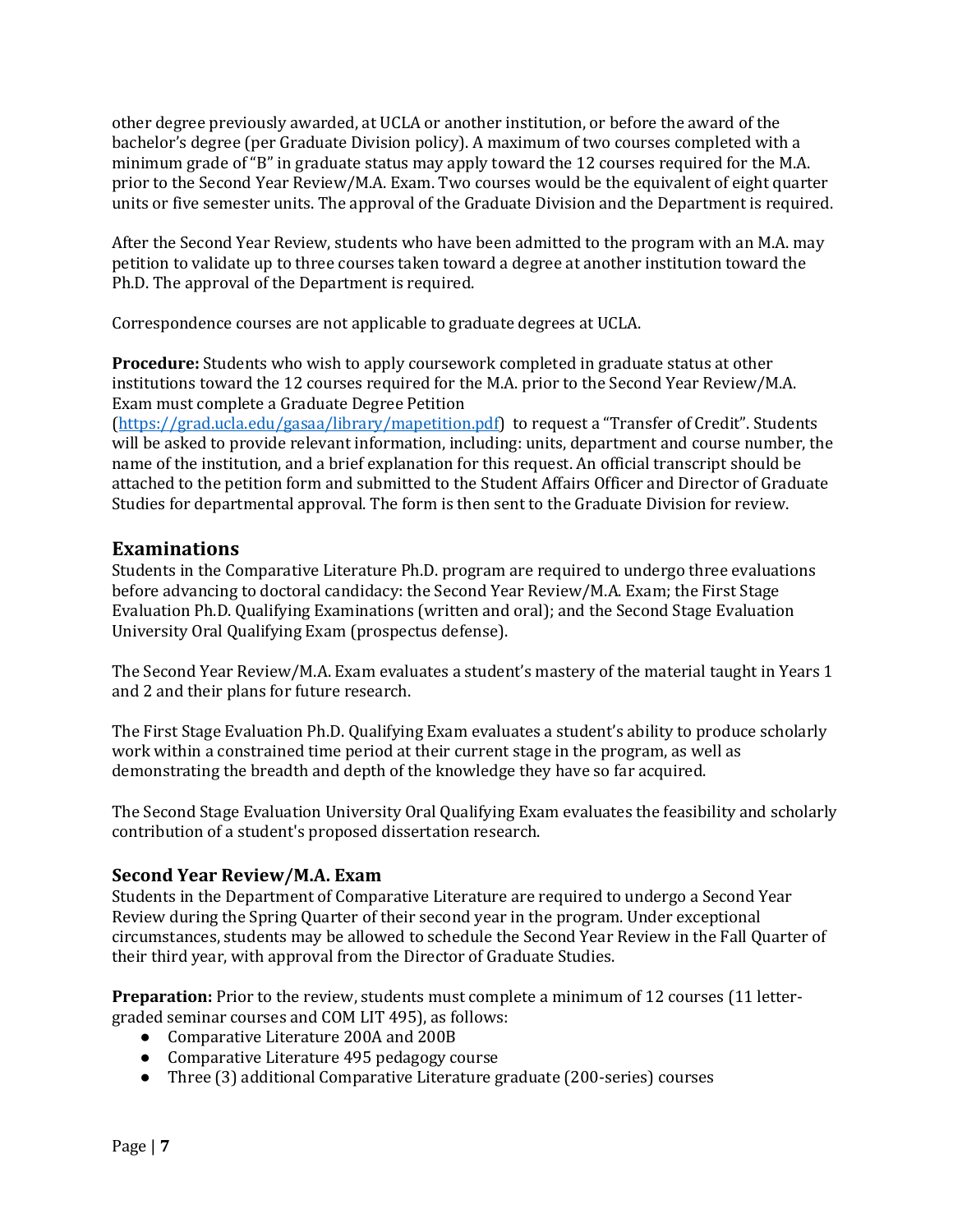other degree previously awarded, at UCLA or another institution, or before the award of the bachelor's degree (per Graduate Division policy). A maximum of two courses completed with a minimum grade of "B" in graduate status may apply toward the 12 courses required for the M.A. prior to the Second Year Review/M.A. Exam. Two courses would be the equivalent of eight quarter units or five semester units. The approval of the Graduate Division and the Department is required.

After the Second Year Review, students who have been admitted to the program with an M.A. may petition to validate up to three courses taken toward a degree at another institution toward the Ph.D. The approval of the Department is required.

Correspondence courses are not applicable to graduate degrees at UCLA.

**Procedure:** Students who wish to apply coursework completed in graduate status at other institutions toward the 12 courses required for the M.A. prior to the Second Year Review/M.A. Exam must complete a Graduate Degree Petition ([https://grad.ucla.edu/gasaa/library/mapetition.pdf](https://grad.ucla.edu/gasaa/library/mapetition.pdf)) to request a "Transfer of Credit". Students will be asked to provide relevant information, including: units, department and course number, the name of the institution, and a brief explanation for this request. An official transcript should be attached to the petition form and submitted to the Student Affairs Officer and Director of Graduate Studies for departmental approval. The form is then sent to the Graduate Division for review.

## Examinations

Students in the Comparative Literature Ph.D. program are required to undergo three evaluations before advancing to doctoral candidacy: the Second Year Review/M.A. Exam; the First Stage Evaluation Ph.D. Qualifying Examinations (written and oral); and the Second Stage Evaluation University Oral Qualifying Exam (prospectus defense).

The Second Year Review/M.A. Exam evaluates a student's mastery of the material taught in Years 1 and 2 and their plans for future research.

The First Stage Evaluation Ph.D. Qualifying Exam evaluates a student's ability to produce scholarly work within a constrained time period at their current stage in the program, as well as demonstrating the breadth and depth of the knowledge they have so far acquired.

The Second Stage Evaluation University Oral Qualifying Exam evaluates the feasibility and scholarly contribution of a student's proposed dissertation research.

### Second Year Review/M.A. Exam

Students in the Department of Comparative Literature are required to undergo a Second Year Review during the Spring Quarter of their second year in the program. Under exceptional circumstances, students may be allowed to schedule the Second Year Review in the Fall Quarter of their third year, with approval from the Director of Graduate Studies.

**Preparation:** Prior to the review, students must complete a minimum of 12 courses (11 letter-graded seminar courses and COM LIT 495), as follows:

- Comparative Literature 200A and 200B
- Comparative Literature 495 pedagogy course
- Three (3) additional Comparative Literature graduate (200-series) courses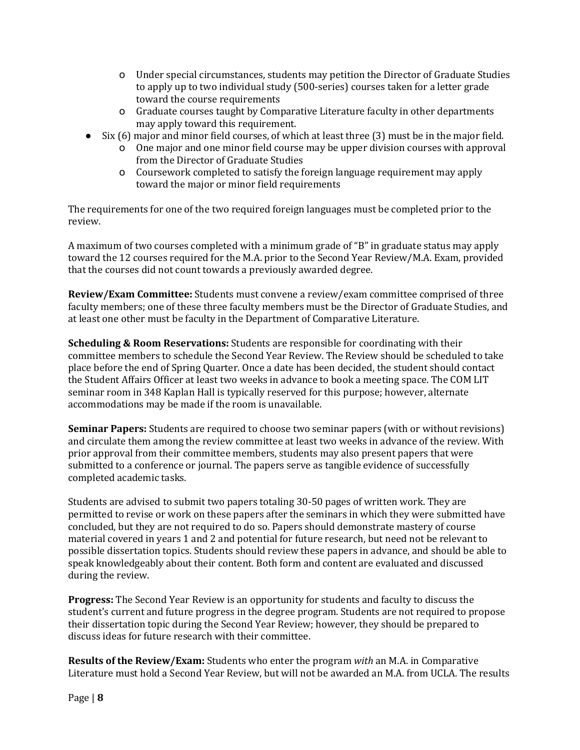- Under special circumstances, students may petition the Director of Graduate Studies to apply up to two individual study (500-series) courses taken for a letter grade toward the course requirements
   - Graduate courses taught by Comparative Literature faculty in other departments may apply toward this requirement.
- Six (6) major and minor field courses, of which at least three (3) must be in the major field.
   - One major and one minor field course may be upper division courses with approval from the Director of Graduate Studies
   - Coursework completed to satisfy the foreign language requirement may apply toward the major or minor field requirements

The requirements for one of the two required foreign languages must be completed prior to the review.

A maximum of two courses completed with a minimum grade of "B" in graduate status may apply toward the 12 courses required for the M.A. prior to the Second Year Review/M.A. Exam, provided that the courses did not count towards a previously awarded degree.

**Review/Exam Committee:** Students must convene a review/exam committee comprised of three faculty members; one of these three faculty members must be the Director of Graduate Studies, and at least one other must be faculty in the Department of Comparative Literature.

**Scheduling & Room Reservations:** Students are responsible for coordinating with their committee members to schedule the Second Year Review. The Review should be scheduled to take place before the end of Spring Quarter. Once a date has been decided, the student should contact the Student Affairs Officer at least two weeks in advance to book a meeting space. The COM LIT seminar room in 348 Kaplan Hall is typically reserved for this purpose; however, alternate accommodations may be made if the room is unavailable.

**Seminar Papers:** Students are required to choose two seminar papers (with or without revisions) and circulate them among the review committee at least two weeks in advance of the review. With prior approval from their committee members, students may also present papers that were submitted to a conference or journal. The papers serve as tangible evidence of successfully completed academic tasks.

Students are advised to submit two papers totaling 30-50 pages of written work. They are permitted to revise or work on these papers after the seminars in which they were submitted have concluded, but they are not required to do so. Papers should demonstrate mastery of course material covered in years 1 and 2 and potential for future research, but need not be relevant to possible dissertation topics. Students should review these papers in advance, and should be able to speak knowledgeably about their content. Both form and content are evaluated and discussed during the review.

**Progress:** The Second Year Review is an opportunity for students and faculty to discuss the student's current and future progress in the degree program. Students are not required to propose their dissertation topic during the Second Year Review; however, they should be prepared to discuss ideas for future research with their committee.

**Results of the Review/Exam:** Students who enter the program *with* an M.A. in Comparative Literature must hold a Second Year Review, but will not be awarded an M.A. from UCLA. The results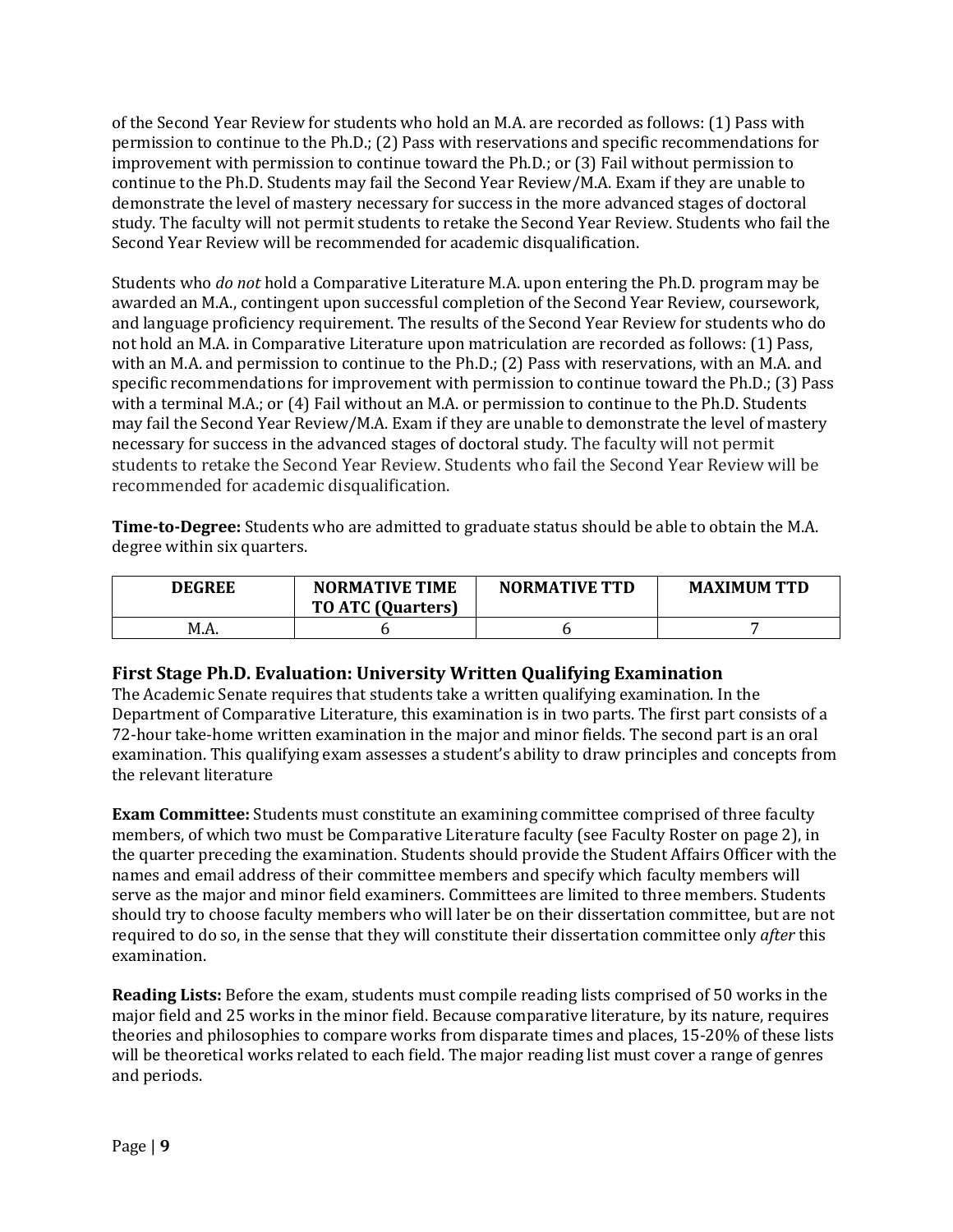of the Second Year Review for students who hold an M.A. are recorded as follows: (1) Pass with permission to continue to the Ph.D.; (2) Pass with reservations and specific recommendations for improvement with permission to continue toward the Ph.D.; or (3) Fail without permission to continue to the Ph.D. Students may fail the Second Year Review/M.A. Exam if they are unable to demonstrate the level of mastery necessary for success in the more advanced stages of doctoral study. The faculty will not permit students to retake the Second Year Review. Students who fail the Second Year Review will be recommended for academic disqualification.

Students who *do not* hold a Comparative Literature M.A. upon entering the Ph.D. program may be awarded an M.A., contingent upon successful completion of the Second Year Review, coursework, and language proficiency requirement. The results of the Second Year Review for students who do not hold an M.A. in Comparative Literature upon matriculation are recorded as follows: (1) Pass, with an M.A. and permission to continue to the Ph.D.; (2) Pass with reservations, with an M.A. and specific recommendations for improvement with permission to continue toward the Ph.D.; (3) Pass with a terminal M.A.; or (4) Fail without an M.A. or permission to continue to the Ph.D. Students may fail the Second Year Review/M.A. Exam if they are unable to demonstrate the level of mastery necessary for success in the advanced stages of doctoral study. The faculty will not permit students to retake the Second Year Review. Students who fail the Second Year Review will be recommended for academic disqualification.

**Time-to-Degree:** Students who are admitted to graduate status should be able to obtain the M.A. degree within six quarters.

| DEGREE | NORMATIVE TIME TO ATC (Quarters) | NORMATIVE TTD | MAXIMUM TTD |
|---|---|---|---|
| M.A. | 6 | 6 | 7 |

## First Stage Ph.D. Evaluation: University Written Qualifying Examination

The Academic Senate requires that students take a written qualifying examination. In the Department of Comparative Literature, this examination is in two parts. The first part consists of a 72-hour take-home written examination in the major and minor fields. The second part is an oral examination. This qualifying exam assesses a student's ability to draw principles and concepts from the relevant literature

**Exam Committee:** Students must constitute an examining committee comprised of three faculty members, of which two must be Comparative Literature faculty (see Faculty Roster on page 2), in the quarter preceding the examination. Students should provide the Student Affairs Officer with the names and email address of their committee members and specify which faculty members will serve as the major and minor field examiners. Committees are limited to three members. Students should try to choose faculty members who will later be on their dissertation committee, but are not required to do so, in the sense that they will constitute their dissertation committee only *after* this examination.

**Reading Lists:** Before the exam, students must compile reading lists comprised of 50 works in the major field and 25 works in the minor field. Because comparative literature, by its nature, requires theories and philosophies to compare works from disparate times and places, 15-20% of these lists will be theoretical works related to each field. The major reading list must cover a range of genres and periods.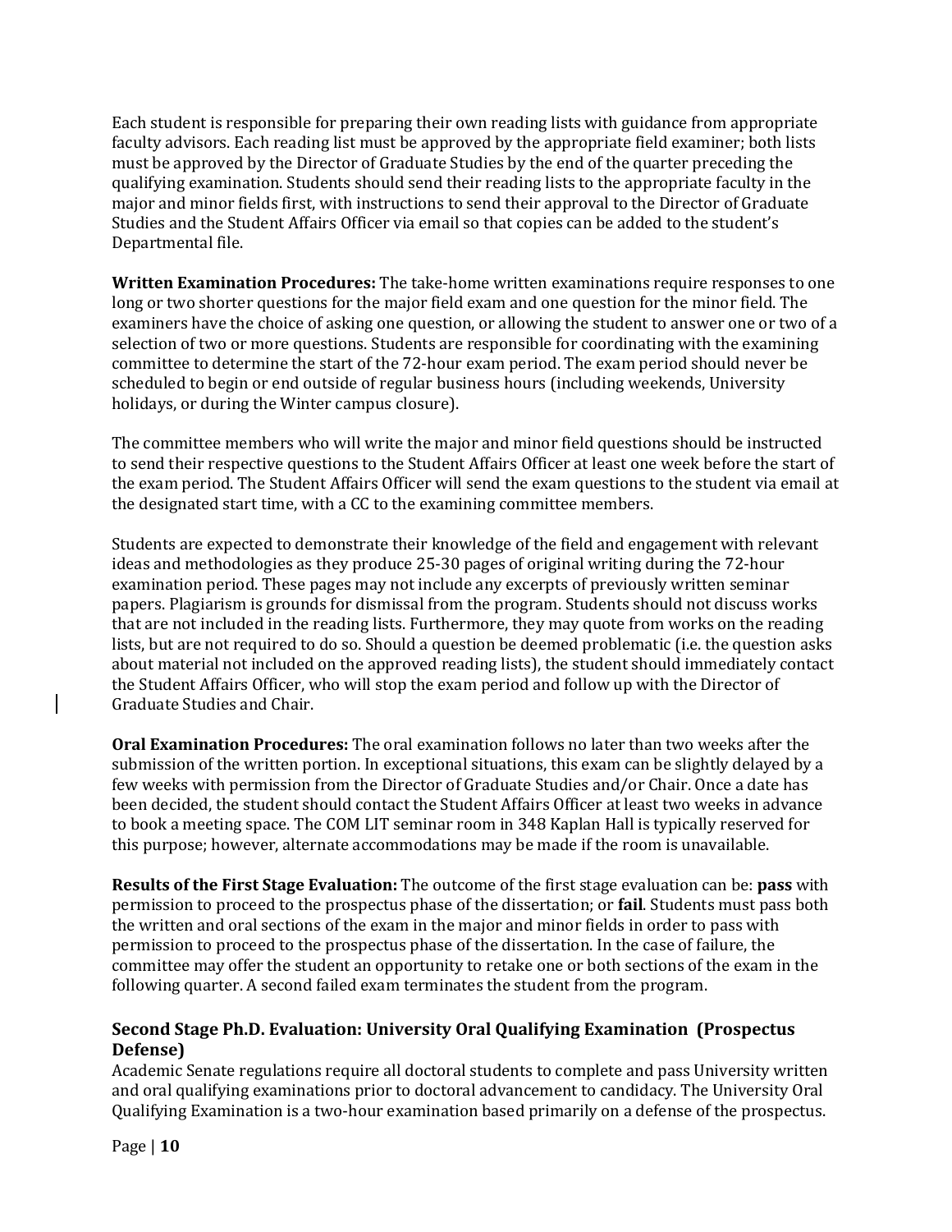Each student is responsible for preparing their own reading lists with guidance from appropriate faculty advisors. Each reading list must be approved by the appropriate field examiner; both lists must be approved by the Director of Graduate Studies by the end of the quarter preceding the qualifying examination. Students should send their reading lists to the appropriate faculty in the major and minor fields first, with instructions to send their approval to the Director of Graduate Studies and the Student Affairs Officer via email so that copies can be added to the student's Departmental file.

**Written Examination Procedures:** The take-home written examinations require responses to one long or two shorter questions for the major field exam and one question for the minor field. The examiners have the choice of asking one question, or allowing the student to answer one or two of a selection of two or more questions. Students are responsible for coordinating with the examining committee to determine the start of the 72-hour exam period. The exam period should never be scheduled to begin or end outside of regular business hours (including weekends, University holidays, or during the Winter campus closure).

The committee members who will write the major and minor field questions should be instructed to send their respective questions to the Student Affairs Officer at least one week before the start of the exam period. The Student Affairs Officer will send the exam questions to the student via email at the designated start time, with a CC to the examining committee members.

Students are expected to demonstrate their knowledge of the field and engagement with relevant ideas and methodologies as they produce 25-30 pages of original writing during the 72-hour examination period. These pages may not include any excerpts of previously written seminar papers. Plagiarism is grounds for dismissal from the program. Students should not discuss works that are not included in the reading lists. Furthermore, they may quote from works on the reading lists, but are not required to do so. Should a question be deemed problematic (i.e. the question asks about material not included on the approved reading lists), the student should immediately contact the Student Affairs Officer, who will stop the exam period and follow up with the Director of Graduate Studies and Chair.

**Oral Examination Procedures:** The oral examination follows no later than two weeks after the submission of the written portion. In exceptional situations, this exam can be slightly delayed by a few weeks with permission from the Director of Graduate Studies and/or Chair. Once a date has been decided, the student should contact the Student Affairs Officer at least two weeks in advance to book a meeting space. The COM LIT seminar room in 348 Kaplan Hall is typically reserved for this purpose; however, alternate accommodations may be made if the room is unavailable.

**Results of the First Stage Evaluation:** The outcome of the first stage evaluation can be: **pass** with permission to proceed to the prospectus phase of the dissertation; or **fail**. Students must pass both the written and oral sections of the exam in the major and minor fields in order to pass with permission to proceed to the prospectus phase of the dissertation. In the case of failure, the committee may offer the student an opportunity to retake one or both sections of the exam in the following quarter. A second failed exam terminates the student from the program.

### Second Stage Ph.D. Evaluation: University Oral Qualifying Examination (Prospectus Defense)

Academic Senate regulations require all doctoral students to complete and pass University written and oral qualifying examinations prior to doctoral advancement to candidacy. The University Oral Qualifying Examination is a two-hour examination based primarily on a defense of the prospectus.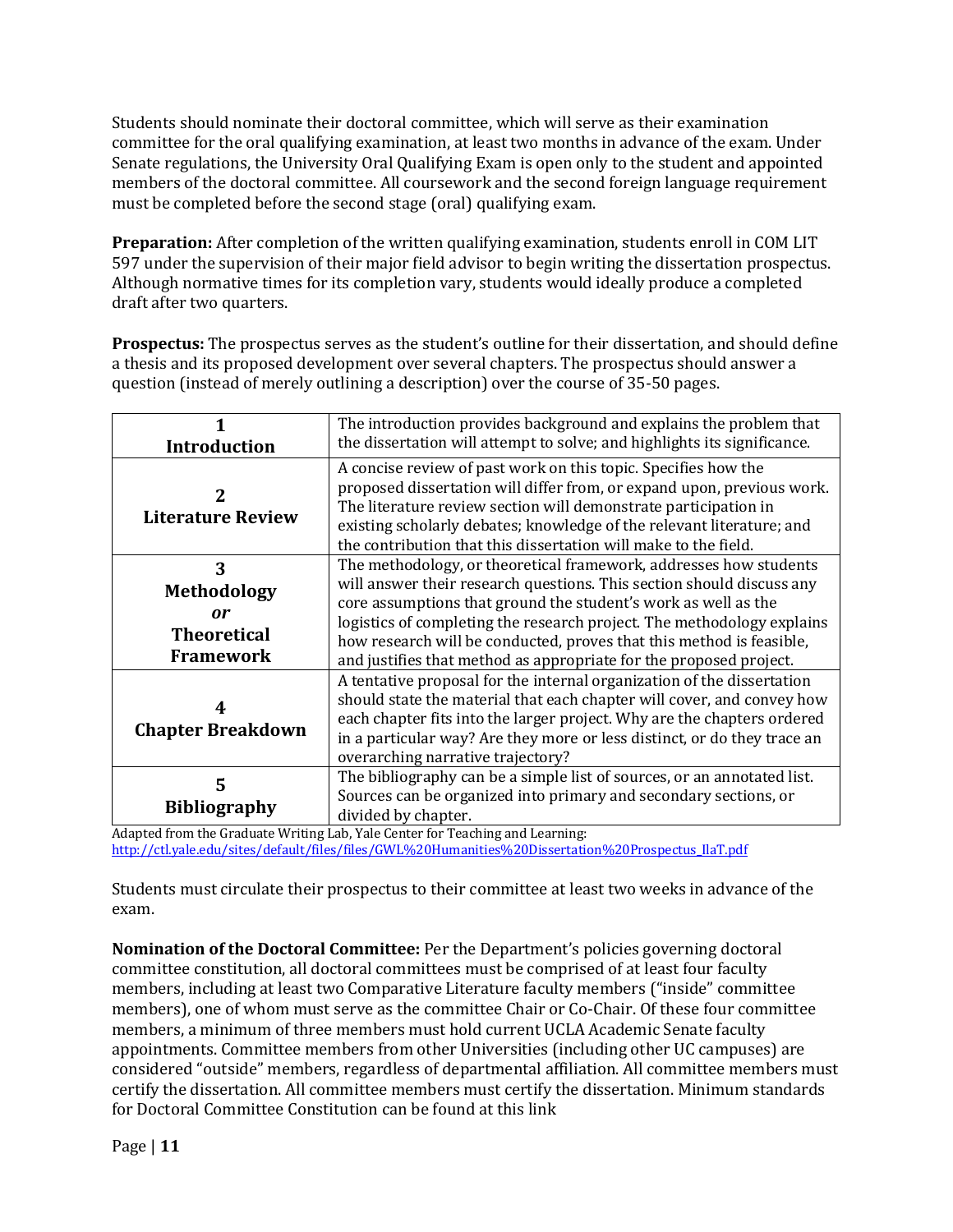Students should nominate their doctoral committee, which will serve as their examination committee for the oral qualifying examination, at least two months in advance of the exam. Under Senate regulations, the University Oral Qualifying Exam is open only to the student and appointed members of the doctoral committee. All coursework and the second foreign language requirement must be completed before the second stage (oral) qualifying exam.

**Preparation:** After completion of the written qualifying examination, students enroll in COM LIT 597 under the supervision of their major field advisor to begin writing the dissertation prospectus. Although normative times for its completion vary, students would ideally produce a completed draft after two quarters.

**Prospectus:** The prospectus serves as the student's outline for their dissertation, and should define a thesis and its proposed development over several chapters. The prospectus should answer a question (instead of merely outlining a description) over the course of 35-50 pages.

| | |
|---|---|
| **1 Introduction** | The introduction provides background and explains the problem that the dissertation will attempt to solve; and highlights its significance. |
| **2 Literature Review** | A concise review of past work on this topic. Specifies how the proposed dissertation will differ from, or expand upon, previous work. The literature review section will demonstrate participation in existing scholarly debates; knowledge of the relevant literature; and the contribution that this dissertation will make to the field. |
| **3 Methodology *or* Theoretical Framework** | The methodology, or theoretical framework, addresses how students will answer their research questions. This section should discuss any core assumptions that ground the student's work as well as the logistics of completing the research project. The methodology explains how research will be conducted, proves that this method is feasible, and justifies that method as appropriate for the proposed project. |
| **4 Chapter Breakdown** | A tentative proposal for the internal organization of the dissertation should state the material that each chapter will cover, and convey how each chapter fits into the larger project. Why are the chapters ordered in a particular way? Are they more or less distinct, or do they trace an overarching narrative trajectory? |
| **5 Bibliography** | The bibliography can be a simple list of sources, or an annotated list. Sources can be organized into primary and secondary sections, or divided by chapter. |

Adapted from the Graduate Writing Lab, Yale Center for Teaching and Learning: http://ctl.yale.edu/sites/default/files/files/GWL%20Humanities%20Dissertation%20Prospectus_IlaT.pdf

Students must circulate their prospectus to their committee at least two weeks in advance of the exam.

**Nomination of the Doctoral Committee:** Per the Department's policies governing doctoral committee constitution, all doctoral committees must be comprised of at least four faculty members, including at least two Comparative Literature faculty members ("inside" committee members), one of whom must serve as the committee Chair or Co-Chair. Of these four committee members, a minimum of three members must hold current UCLA Academic Senate faculty appointments. Committee members from other Universities (including other UC campuses) are considered "outside" members, regardless of departmental affiliation. All committee members must certify the dissertation. All committee members must certify the dissertation. Minimum standards for Doctoral Committee Constitution can be found at this link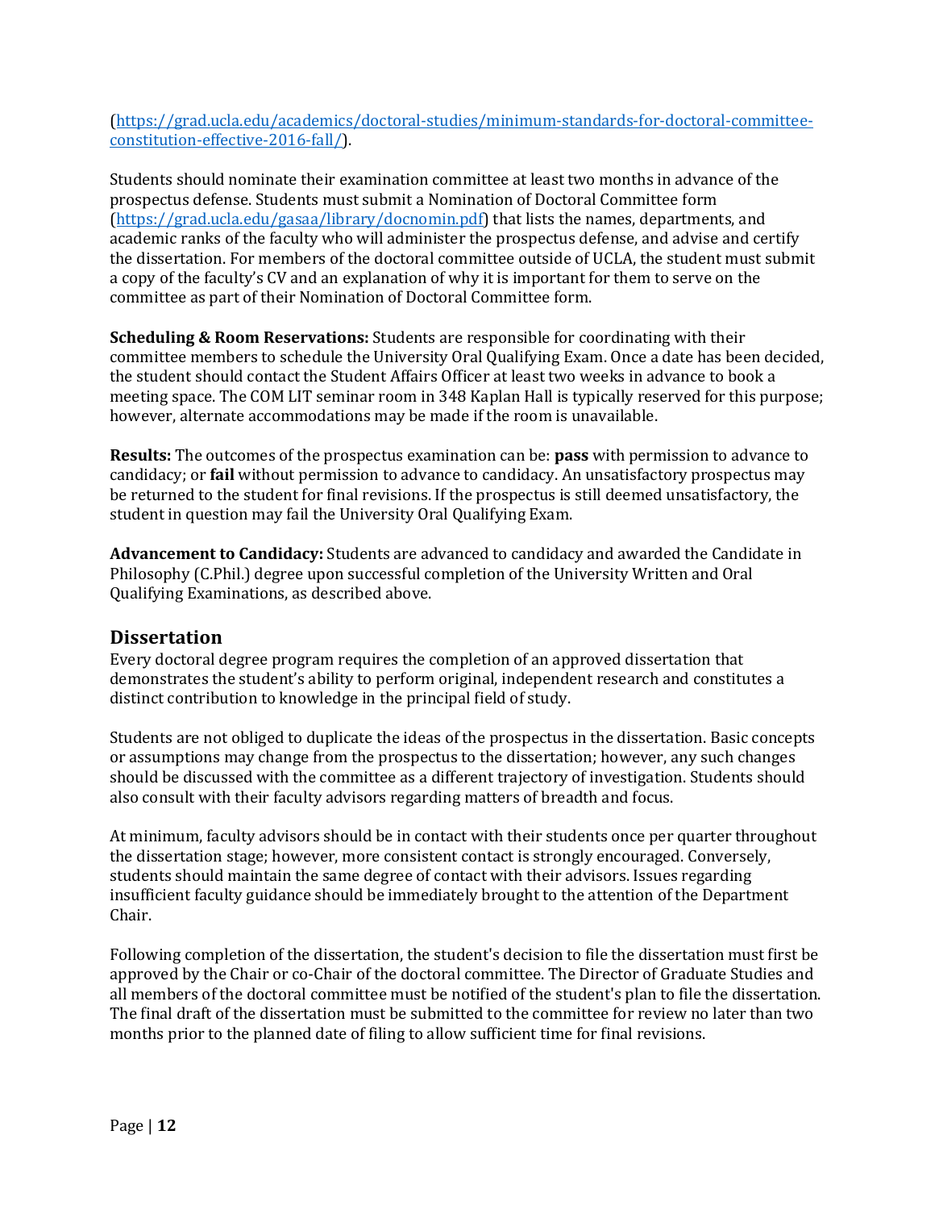([https://grad.ucla.edu/academics/doctoral-studies/minimum-standards-for-doctoral-committee-constitution-effective-2016-fall/](https://grad.ucla.edu/academics/doctoral-studies/minimum-standards-for-doctoral-committee-constitution-effective-2016-fall/)).

Students should nominate their examination committee at least two months in advance of the prospectus defense. Students must submit a Nomination of Doctoral Committee form ([https://grad.ucla.edu/gasaa/library/docnomin.pdf](https://grad.ucla.edu/gasaa/library/docnomin.pdf)) that lists the names, departments, and academic ranks of the faculty who will administer the prospectus defense, and advise and certify the dissertation. For members of the doctoral committee outside of UCLA, the student must submit a copy of the faculty's CV and an explanation of why it is important for them to serve on the committee as part of their Nomination of Doctoral Committee form.

**Scheduling & Room Reservations:** Students are responsible for coordinating with their committee members to schedule the University Oral Qualifying Exam. Once a date has been decided, the student should contact the Student Affairs Officer at least two weeks in advance to book a meeting space. The COM LIT seminar room in 348 Kaplan Hall is typically reserved for this purpose; however, alternate accommodations may be made if the room is unavailable.

**Results:** The outcomes of the prospectus examination can be: **pass** with permission to advance to candidacy; or **fail** without permission to advance to candidacy. An unsatisfactory prospectus may be returned to the student for final revisions. If the prospectus is still deemed unsatisfactory, the student in question may fail the University Oral Qualifying Exam.

**Advancement to Candidacy:** Students are advanced to candidacy and awarded the Candidate in Philosophy (C.Phil.) degree upon successful completion of the University Written and Oral Qualifying Examinations, as described above.

## Dissertation

Every doctoral degree program requires the completion of an approved dissertation that demonstrates the student's ability to perform original, independent research and constitutes a distinct contribution to knowledge in the principal field of study.

Students are not obliged to duplicate the ideas of the prospectus in the dissertation. Basic concepts or assumptions may change from the prospectus to the dissertation; however, any such changes should be discussed with the committee as a different trajectory of investigation. Students should also consult with their faculty advisors regarding matters of breadth and focus.

At minimum, faculty advisors should be in contact with their students once per quarter throughout the dissertation stage; however, more consistent contact is strongly encouraged. Conversely, students should maintain the same degree of contact with their advisors. Issues regarding insufficient faculty guidance should be immediately brought to the attention of the Department Chair.

Following completion of the dissertation, the student's decision to file the dissertation must first be approved by the Chair or co-Chair of the doctoral committee. The Director of Graduate Studies and all members of the doctoral committee must be notified of the student's plan to file the dissertation. The final draft of the dissertation must be submitted to the committee for review no later than two months prior to the planned date of filing to allow sufficient time for final revisions.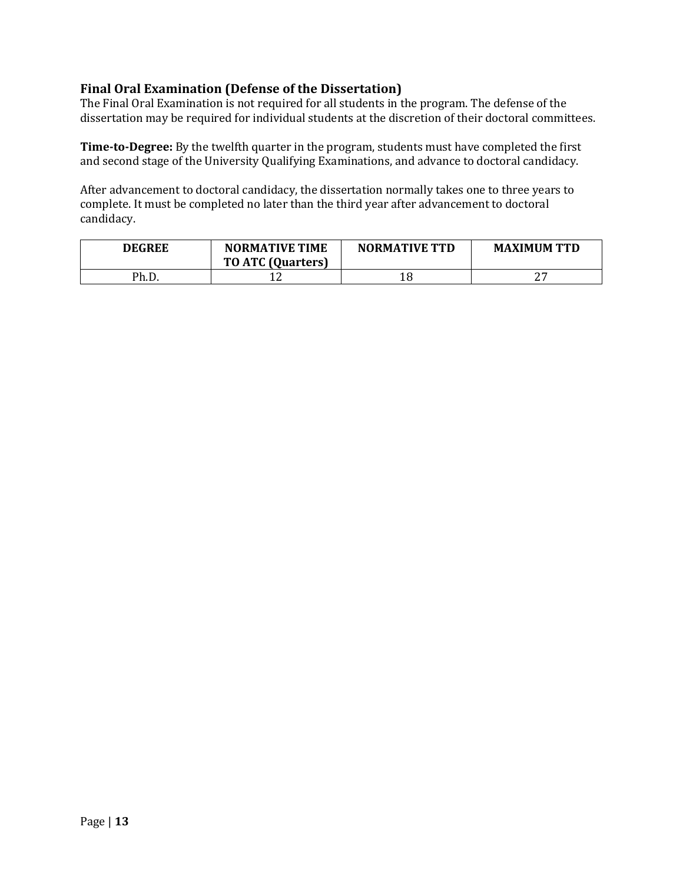### Final Oral Examination (Defense of the Dissertation)

The Final Oral Examination is not required for all students in the program. The defense of the dissertation may be required for individual students at the discretion of their doctoral committees.

**Time-to-Degree:** By the twelfth quarter in the program, students must have completed the first and second stage of the University Qualifying Examinations, and advance to doctoral candidacy.

After advancement to doctoral candidacy, the dissertation normally takes one to three years to complete. It must be completed no later than the third year after advancement to doctoral candidacy.

| DEGREE | NORMATIVE TIME TO ATC (Quarters) | NORMATIVE TTD | MAXIMUM TTD |
|---|---|---|---|
| Ph.D. | 12 | 18 | 27 |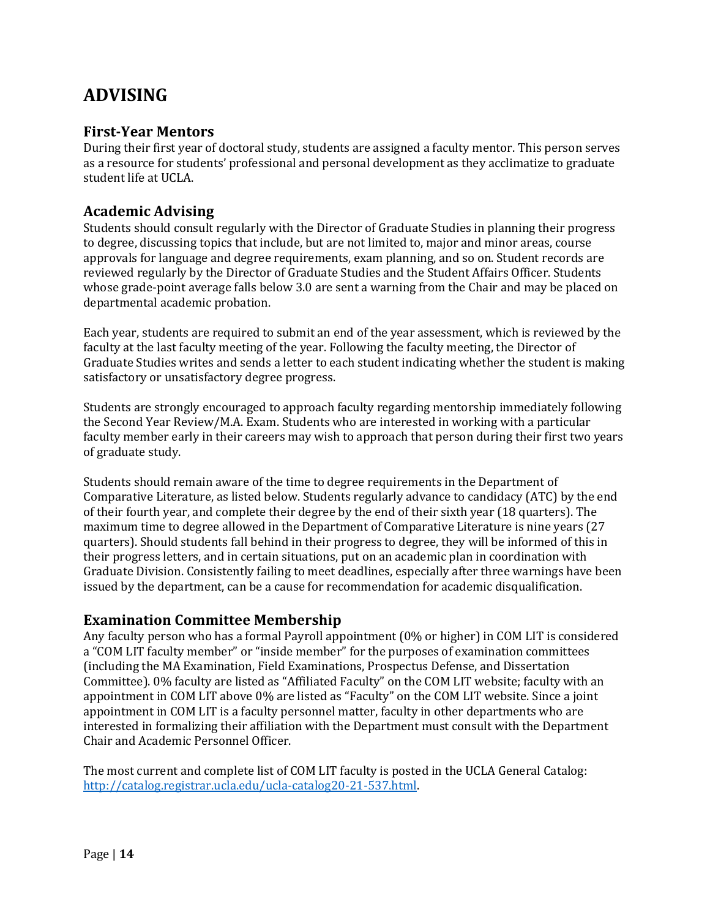# ADVISING

## First-Year Mentors

During their first year of doctoral study, students are assigned a faculty mentor. This person serves as a resource for students' professional and personal development as they acclimatize to graduate student life at UCLA.

## Academic Advising

Students should consult regularly with the Director of Graduate Studies in planning their progress to degree, discussing topics that include, but are not limited to, major and minor areas, course approvals for language and degree requirements, exam planning, and so on. Student records are reviewed regularly by the Director of Graduate Studies and the Student Affairs Officer. Students whose grade-point average falls below 3.0 are sent a warning from the Chair and may be placed on departmental academic probation.

Each year, students are required to submit an end of the year assessment, which is reviewed by the faculty at the last faculty meeting of the year. Following the faculty meeting, the Director of Graduate Studies writes and sends a letter to each student indicating whether the student is making satisfactory or unsatisfactory degree progress.

Students are strongly encouraged to approach faculty regarding mentorship immediately following the Second Year Review/M.A. Exam. Students who are interested in working with a particular faculty member early in their careers may wish to approach that person during their first two years of graduate study.

Students should remain aware of the time to degree requirements in the Department of Comparative Literature, as listed below. Students regularly advance to candidacy (ATC) by the end of their fourth year, and complete their degree by the end of their sixth year (18 quarters). The maximum time to degree allowed in the Department of Comparative Literature is nine years (27 quarters). Should students fall behind in their progress to degree, they will be informed of this in their progress letters, and in certain situations, put on an academic plan in coordination with Graduate Division. Consistently failing to meet deadlines, especially after three warnings have been issued by the department, can be a cause for recommendation for academic disqualification.

## Examination Committee Membership

Any faculty person who has a formal Payroll appointment (0% or higher) in COM LIT is considered a "COM LIT faculty member" or "inside member" for the purposes of examination committees (including the MA Examination, Field Examinations, Prospectus Defense, and Dissertation Committee). 0% faculty are listed as "Affiliated Faculty" on the COM LIT website; faculty with an appointment in COM LIT above 0% are listed as "Faculty" on the COM LIT website. Since a joint appointment in COM LIT is a faculty personnel matter, faculty in other departments who are interested in formalizing their affiliation with the Department must consult with the Department Chair and Academic Personnel Officer.

The most current and complete list of COM LIT faculty is posted in the UCLA General Catalog: [http://catalog.registrar.ucla.edu/ucla-catalog20-21-537.html](http://catalog.registrar.ucla.edu/ucla-catalog20-21-537.html).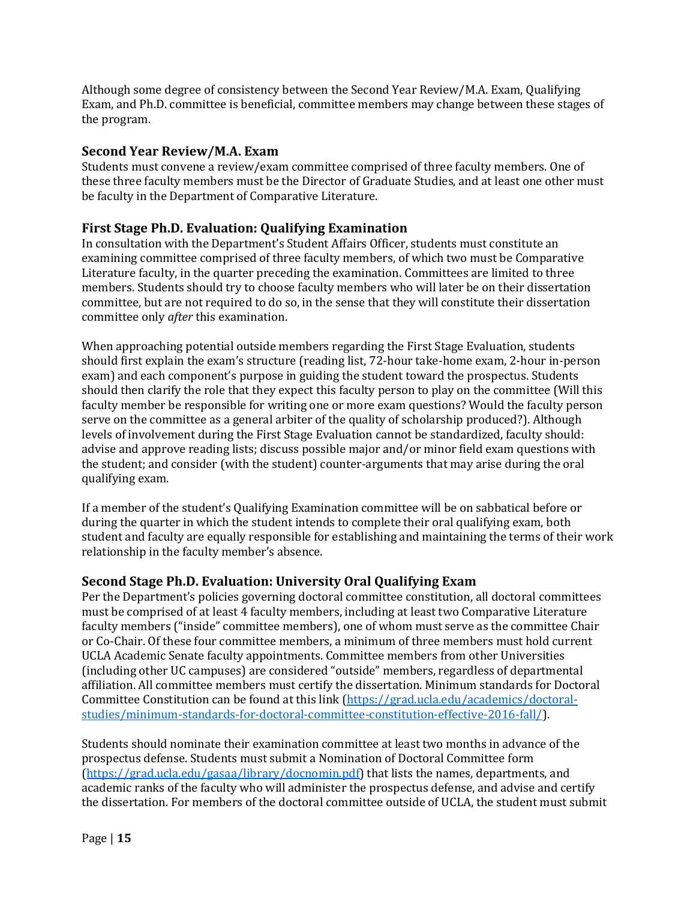Although some degree of consistency between the Second Year Review/M.A. Exam, Qualifying Exam, and Ph.D. committee is beneficial, committee members may change between these stages of the program.

### Second Year Review/M.A. Exam

Students must convene a review/exam committee comprised of three faculty members. One of these three faculty members must be the Director of Graduate Studies, and at least one other must be faculty in the Department of Comparative Literature.

### First Stage Ph.D. Evaluation: Qualifying Examination

In consultation with the Department's Student Affairs Officer, students must constitute an examining committee comprised of three faculty members, of which two must be Comparative Literature faculty, in the quarter preceding the examination. Committees are limited to three members. Students should try to choose faculty members who will later be on their dissertation committee, but are not required to do so, in the sense that they will constitute their dissertation committee only *after* this examination.

When approaching potential outside members regarding the First Stage Evaluation, students should first explain the exam's structure (reading list, 72-hour take-home exam, 2-hour in-person exam) and each component's purpose in guiding the student toward the prospectus. Students should then clarify the role that they expect this faculty person to play on the committee (Will this faculty member be responsible for writing one or more exam questions? Would the faculty person serve on the committee as a general arbiter of the quality of scholarship produced?). Although levels of involvement during the First Stage Evaluation cannot be standardized, faculty should: advise and approve reading lists; discuss possible major and/or minor field exam questions with the student; and consider (with the student) counter-arguments that may arise during the oral qualifying exam.

If a member of the student's Qualifying Examination committee will be on sabbatical before or during the quarter in which the student intends to complete their oral qualifying exam, both student and faculty are equally responsible for establishing and maintaining the terms of their work relationship in the faculty member's absence.

### Second Stage Ph.D. Evaluation: University Oral Qualifying Exam

Per the Department's policies governing doctoral committee constitution, all doctoral committees must be comprised of at least 4 faculty members, including at least two Comparative Literature faculty members ("inside" committee members), one of whom must serve as the committee Chair or Co-Chair. Of these four committee members, a minimum of three members must hold current UCLA Academic Senate faculty appointments. Committee members from other Universities (including other UC campuses) are considered "outside" members, regardless of departmental affiliation. All committee members must certify the dissertation. Minimum standards for Doctoral Committee Constitution can be found at this link ([https://grad.ucla.edu/academics/doctoral-studies/minimum-standards-for-doctoral-committee-constitution-effective-2016-fall/](https://grad.ucla.edu/academics/doctoral-studies/minimum-standards-for-doctoral-committee-constitution-effective-2016-fall/)).

Students should nominate their examination committee at least two months in advance of the prospectus defense. Students must submit a Nomination of Doctoral Committee form ([https://grad.ucla.edu/gasaa/library/docnomin.pdf](https://grad.ucla.edu/gasaa/library/docnomin.pdf)) that lists the names, departments, and academic ranks of the faculty who will administer the prospectus defense, and advise and certify the dissertation. For members of the doctoral committee outside of UCLA, the student must submit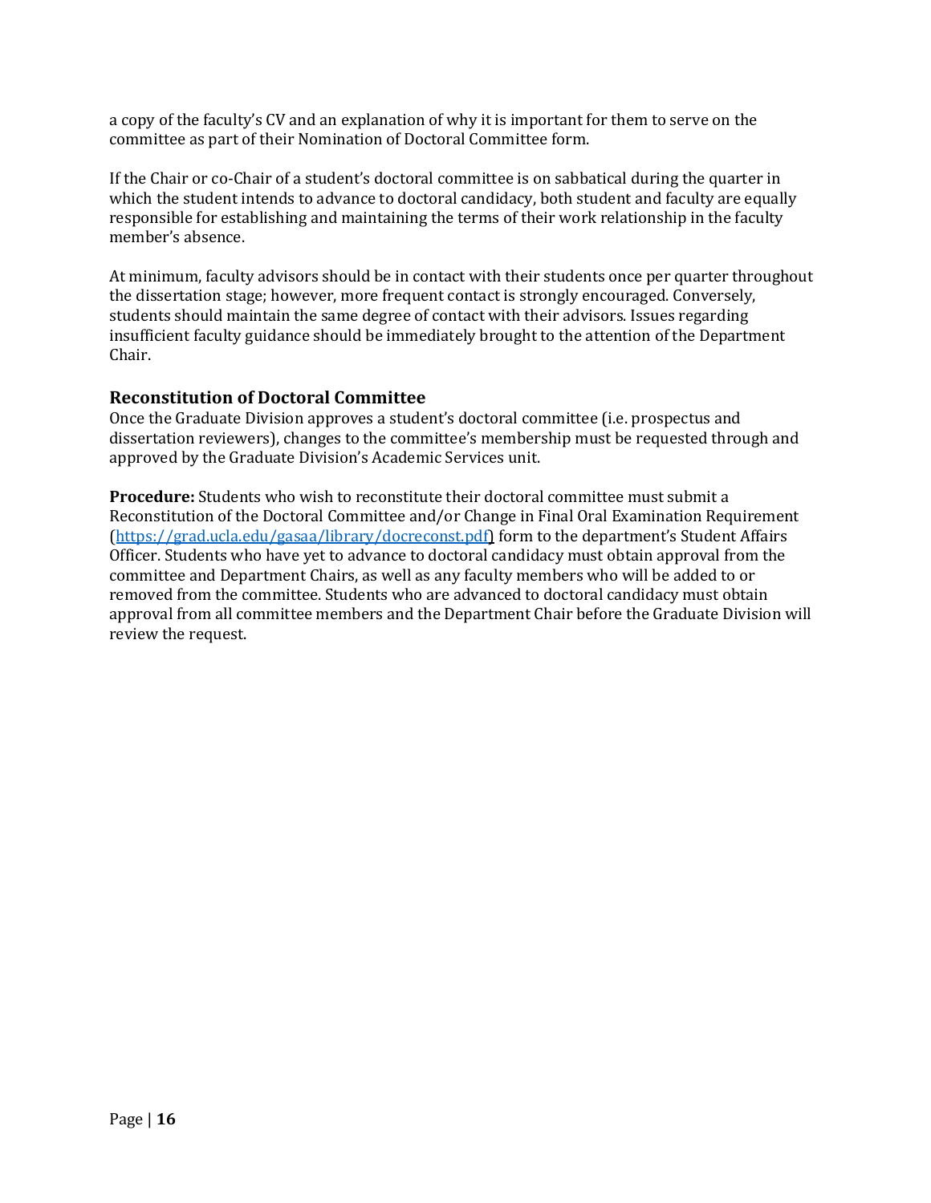a copy of the faculty's CV and an explanation of why it is important for them to serve on the committee as part of their Nomination of Doctoral Committee form.

If the Chair or co-Chair of a student's doctoral committee is on sabbatical during the quarter in which the student intends to advance to doctoral candidacy, both student and faculty are equally responsible for establishing and maintaining the terms of their work relationship in the faculty member's absence.

At minimum, faculty advisors should be in contact with their students once per quarter throughout the dissertation stage; however, more frequent contact is strongly encouraged. Conversely, students should maintain the same degree of contact with their advisors. Issues regarding insufficient faculty guidance should be immediately brought to the attention of the Department Chair.

### Reconstitution of Doctoral Committee

Once the Graduate Division approves a student's doctoral committee (i.e. prospectus and dissertation reviewers), changes to the committee's membership must be requested through and approved by the Graduate Division's Academic Services unit.

**Procedure:** Students who wish to reconstitute their doctoral committee must submit a Reconstitution of the Doctoral Committee and/or Change in Final Oral Examination Requirement (https://grad.ucla.edu/gasaa/library/docreconst.pdf) form to the department's Student Affairs Officer. Students who have yet to advance to doctoral candidacy must obtain approval from the committee and Department Chairs, as well as any faculty members who will be added to or removed from the committee. Students who are advanced to doctoral candidacy must obtain approval from all committee members and the Department Chair before the Graduate Division will review the request.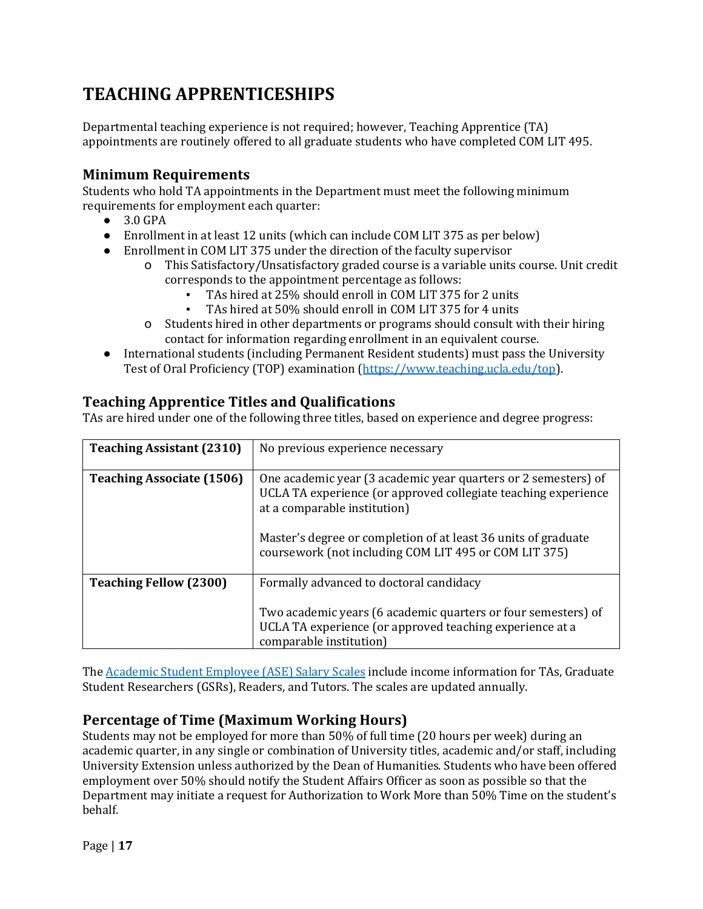# TEACHING APPRENTICESHIPS

Departmental teaching experience is not required; however, Teaching Apprentice (TA) appointments are routinely offered to all graduate students who have completed COM LIT 495.

## Minimum Requirements

Students who hold TA appointments in the Department must meet the following minimum requirements for employment each quarter:

- 3.0 GPA
- Enrollment in at least 12 units (which can include COM LIT 375 as per below)
- Enrollment in COM LIT 375 under the direction of the faculty supervisor
  - This Satisfactory/Unsatisfactory graded course is a variable units course. Unit credit corresponds to the appointment percentage as follows:
    - TAs hired at 25% should enroll in COM LIT 375 for 2 units
    - TAs hired at 50% should enroll in COM LIT 375 for 4 units
  - Students hired in other departments or programs should consult with their hiring contact for information regarding enrollment in an equivalent course.
- International students (including Permanent Resident students) must pass the University Test of Oral Proficiency (TOP) examination (https://www.teaching.ucla.edu/top).

## Teaching Apprentice Titles and Qualifications

TAs are hired under one of the following three titles, based on experience and degree progress:

| | |
|---|---|
| **Teaching Assistant (2310)** | No previous experience necessary |
| **Teaching Associate (1506)** | One academic year (3 academic year quarters or 2 semesters) of UCLA TA experience (or approved collegiate teaching experience at a comparable institution)<br><br>Master's degree or completion of at least 36 units of graduate coursework (not including COM LIT 495 or COM LIT 375) |
| **Teaching Fellow (2300)** | Formally advanced to doctoral candidacy<br><br>Two academic years (6 academic quarters or four semesters) of UCLA TA experience (or approved teaching experience at a comparable institution) |

The Academic Student Employee (ASE) Salary Scales include income information for TAs, Graduate Student Researchers (GSRs), Readers, and Tutors. The scales are updated annually.

## Percentage of Time (Maximum Working Hours)

Students may not be employed for more than 50% of full time (20 hours per week) during an academic quarter, in any single or combination of University titles, academic and/or staff, including University Extension unless authorized by the Dean of Humanities. Students who have been offered employment over 50% should notify the Student Affairs Officer as soon as possible so that the Department may initiate a request for Authorization to Work More than 50% Time on the student's behalf.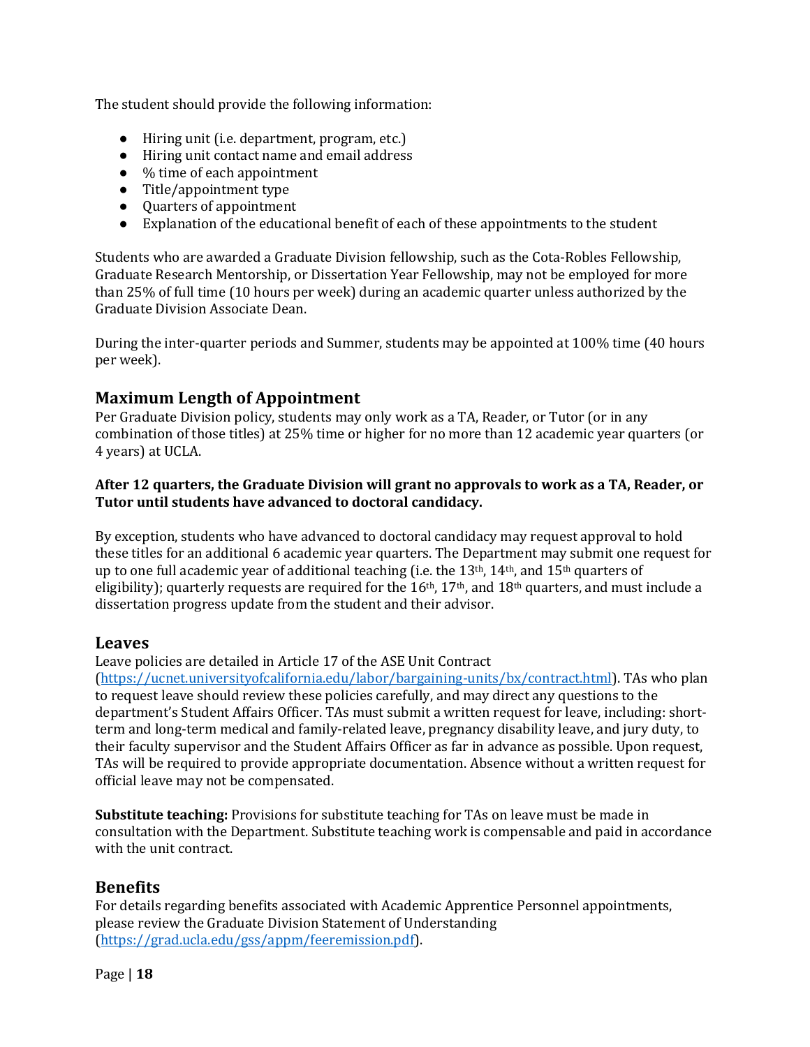The student should provide the following information:

- Hiring unit (i.e. department, program, etc.)
- Hiring unit contact name and email address
- % time of each appointment
- Title/appointment type
- Quarters of appointment
- Explanation of the educational benefit of each of these appointments to the student

Students who are awarded a Graduate Division fellowship, such as the Cota-Robles Fellowship, Graduate Research Mentorship, or Dissertation Year Fellowship, may not be employed for more than 25% of full time (10 hours per week) during an academic quarter unless authorized by the Graduate Division Associate Dean.

During the inter-quarter periods and Summer, students may be appointed at 100% time (40 hours per week).

## Maximum Length of Appointment

Per Graduate Division policy, students may only work as a TA, Reader, or Tutor (or in any combination of those titles) at 25% time or higher for no more than 12 academic year quarters (or 4 years) at UCLA.

**After 12 quarters, the Graduate Division will grant no approvals to work as a TA, Reader, or Tutor until students have advanced to doctoral candidacy.**

By exception, students who have advanced to doctoral candidacy may request approval to hold these titles for an additional 6 academic year quarters. The Department may submit one request for up to one full academic year of additional teaching (i.e. the 13th, 14th, and 15th quarters of eligibility); quarterly requests are required for the 16th, 17th, and 18th quarters, and must include a dissertation progress update from the student and their advisor.

## Leaves

Leave policies are detailed in Article 17 of the ASE Unit Contract (https://ucnet.universityofcalifornia.edu/labor/bargaining-units/bx/contract.html). TAs who plan to request leave should review these policies carefully, and may direct any questions to the department's Student Affairs Officer. TAs must submit a written request for leave, including: short-term and long-term medical and family-related leave, pregnancy disability leave, and jury duty, to their faculty supervisor and the Student Affairs Officer as far in advance as possible. Upon request, TAs will be required to provide appropriate documentation. Absence without a written request for official leave may not be compensated.

**Substitute teaching:** Provisions for substitute teaching for TAs on leave must be made in consultation with the Department. Substitute teaching work is compensable and paid in accordance with the unit contract.

## Benefits

For details regarding benefits associated with Academic Apprentice Personnel appointments, please review the Graduate Division Statement of Understanding (https://grad.ucla.edu/gss/appm/feeremission.pdf).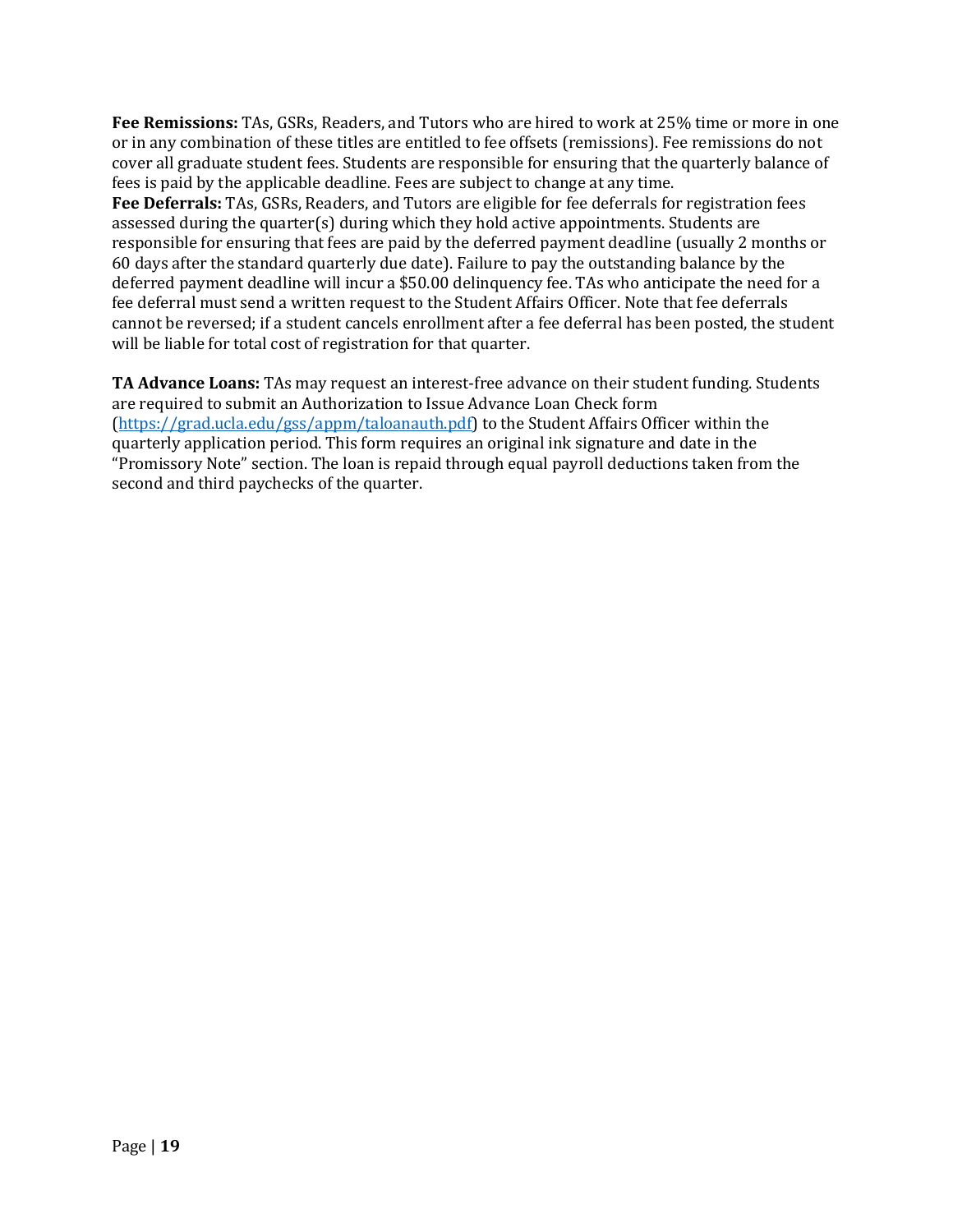**Fee Remissions:** TAs, GSRs, Readers, and Tutors who are hired to work at 25% time or more in one or in any combination of these titles are entitled to fee offsets (remissions). Fee remissions do not cover all graduate student fees. Students are responsible for ensuring that the quarterly balance of fees is paid by the applicable deadline. Fees are subject to change at any time.

**Fee Deferrals:** TAs, GSRs, Readers, and Tutors are eligible for fee deferrals for registration fees assessed during the quarter(s) during which they hold active appointments. Students are responsible for ensuring that fees are paid by the deferred payment deadline (usually 2 months or 60 days after the standard quarterly due date). Failure to pay the outstanding balance by the deferred payment deadline will incur a $50.00 delinquency fee. TAs who anticipate the need for a fee deferral must send a written request to the Student Affairs Officer. Note that fee deferrals cannot be reversed; if a student cancels enrollment after a fee deferral has been posted, the student will be liable for total cost of registration for that quarter.

**TA Advance Loans:** TAs may request an interest-free advance on their student funding. Students are required to submit an Authorization to Issue Advance Loan Check form ([https://grad.ucla.edu/gss/appm/taloanauth.pdf](https://grad.ucla.edu/gss/appm/taloanauth.pdf)) to the Student Affairs Officer within the quarterly application period. This form requires an original ink signature and date in the "Promissory Note" section. The loan is repaid through equal payroll deductions taken from the second and third paychecks of the quarter.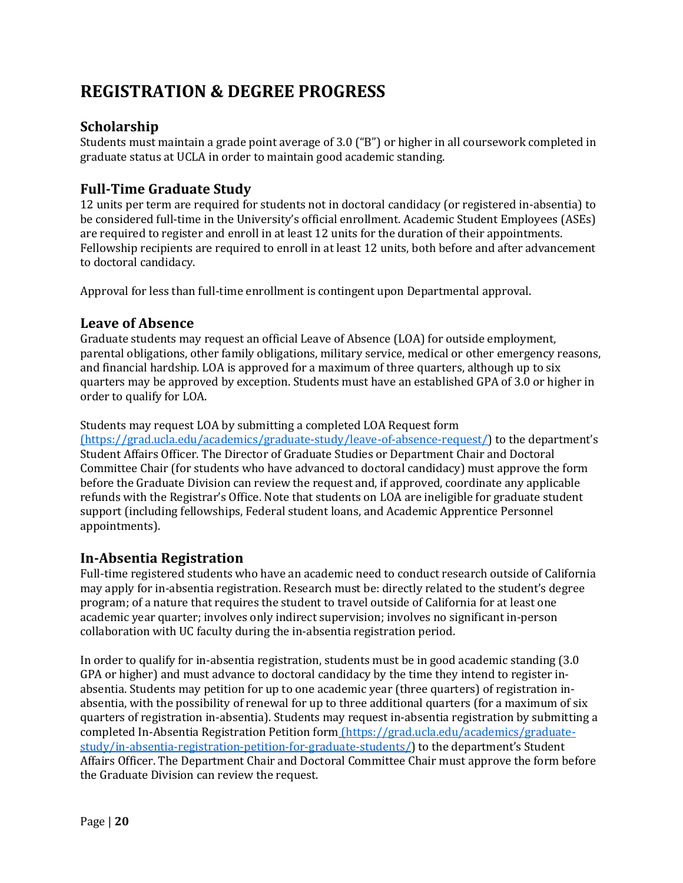# REGISTRATION & DEGREE PROGRESS

## Scholarship

Students must maintain a grade point average of 3.0 ("B") or higher in all coursework completed in graduate status at UCLA in order to maintain good academic standing.

## Full-Time Graduate Study

12 units per term are required for students not in doctoral candidacy (or registered in-absentia) to be considered full-time in the University's official enrollment. Academic Student Employees (ASEs) are required to register and enroll in at least 12 units for the duration of their appointments. Fellowship recipients are required to enroll in at least 12 units, both before and after advancement to doctoral candidacy.

Approval for less than full-time enrollment is contingent upon Departmental approval.

## Leave of Absence

Graduate students may request an official Leave of Absence (LOA) for outside employment, parental obligations, other family obligations, military service, medical or other emergency reasons, and financial hardship. LOA is approved for a maximum of three quarters, although up to six quarters may be approved by exception. Students must have an established GPA of 3.0 or higher in order to qualify for LOA.

Students may request LOA by submitting a completed LOA Request form (https://grad.ucla.edu/academics/graduate-study/leave-of-absence-request/) to the department's Student Affairs Officer. The Director of Graduate Studies or Department Chair and Doctoral Committee Chair (for students who have advanced to doctoral candidacy) must approve the form before the Graduate Division can review the request and, if approved, coordinate any applicable refunds with the Registrar's Office. Note that students on LOA are ineligible for graduate student support (including fellowships, Federal student loans, and Academic Apprentice Personnel appointments).

## In-Absentia Registration

Full-time registered students who have an academic need to conduct research outside of California may apply for in-absentia registration. Research must be: directly related to the student's degree program; of a nature that requires the student to travel outside of California for at least one academic year quarter; involves only indirect supervision; involves no significant in-person collaboration with UC faculty during the in-absentia registration period.

In order to qualify for in-absentia registration, students must be in good academic standing (3.0 GPA or higher) and must advance to doctoral candidacy by the time they intend to register in-absentia. Students may petition for up to one academic year (three quarters) of registration in-absentia, with the possibility of renewal for up to three additional quarters (for a maximum of six quarters of registration in-absentia). Students may request in-absentia registration by submitting a completed In-Absentia Registration Petition form (https://grad.ucla.edu/academics/graduate-study/in-absentia-registration-petition-for-graduate-students/) to the department's Student Affairs Officer. The Department Chair and Doctoral Committee Chair must approve the form before the Graduate Division can review the request.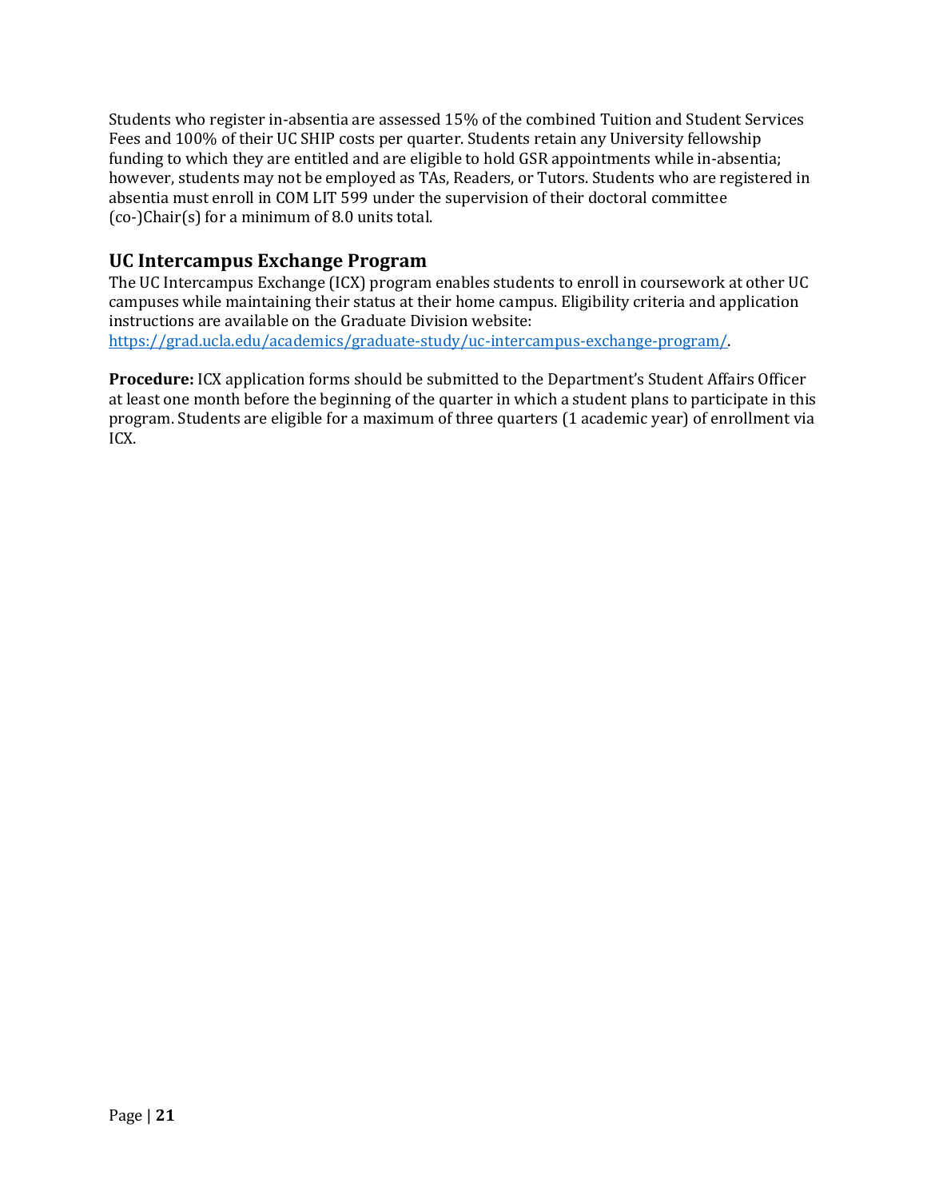Students who register in-absentia are assessed 15% of the combined Tuition and Student Services Fees and 100% of their UC SHIP costs per quarter. Students retain any University fellowship funding to which they are entitled and are eligible to hold GSR appointments while in-absentia; however, students may not be employed as TAs, Readers, or Tutors. Students who are registered in absentia must enroll in COM LIT 599 under the supervision of their doctoral committee (co-)Chair(s) for a minimum of 8.0 units total.

## UC Intercampus Exchange Program

The UC Intercampus Exchange (ICX) program enables students to enroll in coursework at other UC campuses while maintaining their status at their home campus. Eligibility criteria and application instructions are available on the Graduate Division website: [https://grad.ucla.edu/academics/graduate-study/uc-intercampus-exchange-program/](https://grad.ucla.edu/academics/graduate-study/uc-intercampus-exchange-program/).

**Procedure:** ICX application forms should be submitted to the Department's Student Affairs Officer at least one month before the beginning of the quarter in which a student plans to participate in this program. Students are eligible for a maximum of three quarters (1 academic year) of enrollment via ICX.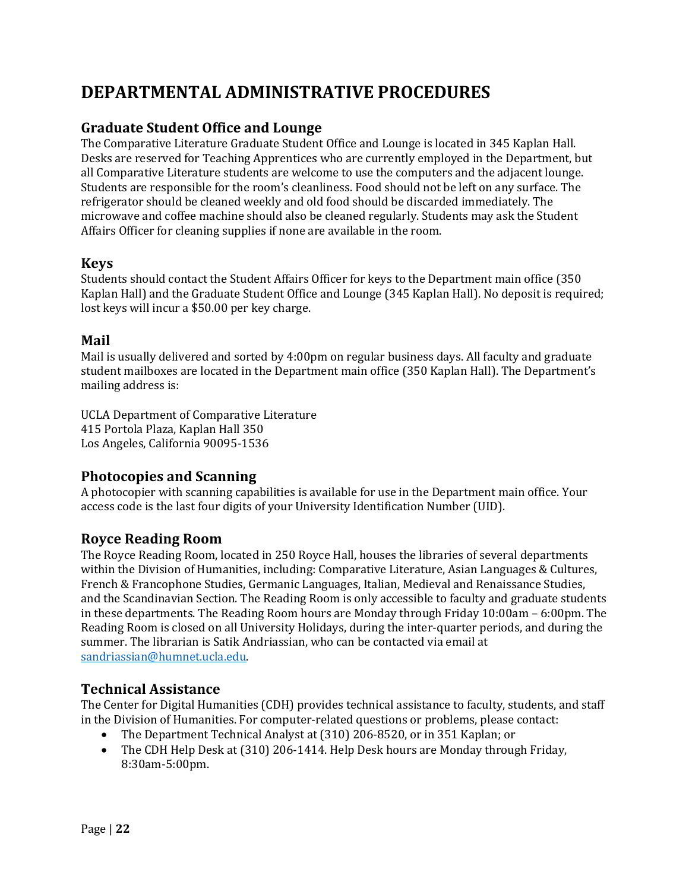# DEPARTMENTAL ADMINISTRATIVE PROCEDURES

## Graduate Student Office and Lounge

The Comparative Literature Graduate Student Office and Lounge is located in 345 Kaplan Hall. Desks are reserved for Teaching Apprentices who are currently employed in the Department, but all Comparative Literature students are welcome to use the computers and the adjacent lounge. Students are responsible for the room's cleanliness. Food should not be left on any surface. The refrigerator should be cleaned weekly and old food should be discarded immediately. The microwave and coffee machine should also be cleaned regularly. Students may ask the Student Affairs Officer for cleaning supplies if none are available in the room.

## Keys

Students should contact the Student Affairs Officer for keys to the Department main office (350 Kaplan Hall) and the Graduate Student Office and Lounge (345 Kaplan Hall). No deposit is required; lost keys will incur a $50.00 per key charge.

## Mail

Mail is usually delivered and sorted by 4:00pm on regular business days. All faculty and graduate student mailboxes are located in the Department main office (350 Kaplan Hall). The Department's mailing address is:

UCLA Department of Comparative Literature
415 Portola Plaza, Kaplan Hall 350
Los Angeles, California 90095-1536

## Photocopies and Scanning

A photocopier with scanning capabilities is available for use in the Department main office. Your access code is the last four digits of your University Identification Number (UID).

## Royce Reading Room

The Royce Reading Room, located in 250 Royce Hall, houses the libraries of several departments within the Division of Humanities, including: Comparative Literature, Asian Languages & Cultures, French & Francophone Studies, Germanic Languages, Italian, Medieval and Renaissance Studies, and the Scandinavian Section. The Reading Room is only accessible to faculty and graduate students in these departments. The Reading Room hours are Monday through Friday 10:00am – 6:00pm. The Reading Room is closed on all University Holidays, during the inter-quarter periods, and during the summer. The librarian is Satik Andriassian, who can be contacted via email at sandriassian@humnet.ucla.edu.

## Technical Assistance

The Center for Digital Humanities (CDH) provides technical assistance to faculty, students, and staff in the Division of Humanities. For computer-related questions or problems, please contact:

- The Department Technical Analyst at (310) 206-8520, or in 351 Kaplan; or
- The CDH Help Desk at (310) 206-1414. Help Desk hours are Monday through Friday, 8:30am-5:00pm.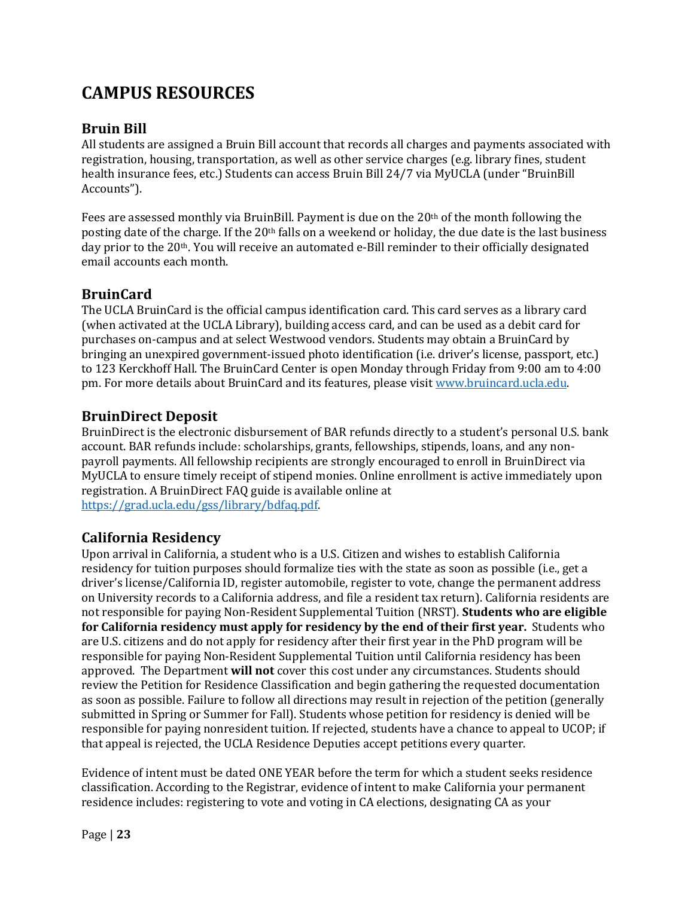# CAMPUS RESOURCES

## Bruin Bill

All students are assigned a Bruin Bill account that records all charges and payments associated with registration, housing, transportation, as well as other service charges (e.g. library fines, student health insurance fees, etc.) Students can access Bruin Bill 24/7 via MyUCLA (under "BruinBill Accounts").

Fees are assessed monthly via BruinBill. Payment is due on the 20th of the month following the posting date of the charge. If the 20th falls on a weekend or holiday, the due date is the last business day prior to the 20th. You will receive an automated e-Bill reminder to their officially designated email accounts each month.

## BruinCard

The UCLA BruinCard is the official campus identification card. This card serves as a library card (when activated at the UCLA Library), building access card, and can be used as a debit card for purchases on-campus and at select Westwood vendors. Students may obtain a BruinCard by bringing an unexpired government-issued photo identification (i.e. driver's license, passport, etc.) to 123 Kerckhoff Hall. The BruinCard Center is open Monday through Friday from 9:00 am to 4:00 pm. For more details about BruinCard and its features, please visit [www.bruincard.ucla.edu](www.bruincard.ucla.edu).

## BruinDirect Deposit

BruinDirect is the electronic disbursement of BAR refunds directly to a student's personal U.S. bank account. BAR refunds include: scholarships, grants, fellowships, stipends, loans, and any non-payroll payments. All fellowship recipients are strongly encouraged to enroll in BruinDirect via MyUCLA to ensure timely receipt of stipend monies. Online enrollment is active immediately upon registration. A BruinDirect FAQ guide is available online at [https://grad.ucla.edu/gss/library/bdfaq.pdf](https://grad.ucla.edu/gss/library/bdfaq.pdf).

## California Residency

Upon arrival in California, a student who is a U.S. Citizen and wishes to establish California residency for tuition purposes should formalize ties with the state as soon as possible (i.e., get a driver's license/California ID, register automobile, register to vote, change the permanent address on University records to a California address, and file a resident tax return). California residents are not responsible for paying Non-Resident Supplemental Tuition (NRST). **Students who are eligible for California residency must apply for residency by the end of their first year.** Students who are U.S. citizens and do not apply for residency after their first year in the PhD program will be responsible for paying Non-Resident Supplemental Tuition until California residency has been approved. The Department **will not** cover this cost under any circumstances. Students should review the Petition for Residence Classification and begin gathering the requested documentation as soon as possible. Failure to follow all directions may result in rejection of the petition (generally submitted in Spring or Summer for Fall). Students whose petition for residency is denied will be responsible for paying nonresident tuition. If rejected, students have a chance to appeal to UCOP; if that appeal is rejected, the UCLA Residence Deputies accept petitions every quarter.

Evidence of intent must be dated ONE YEAR before the term for which a student seeks residence classification. According to the Registrar, evidence of intent to make California your permanent residence includes: registering to vote and voting in CA elections, designating CA as your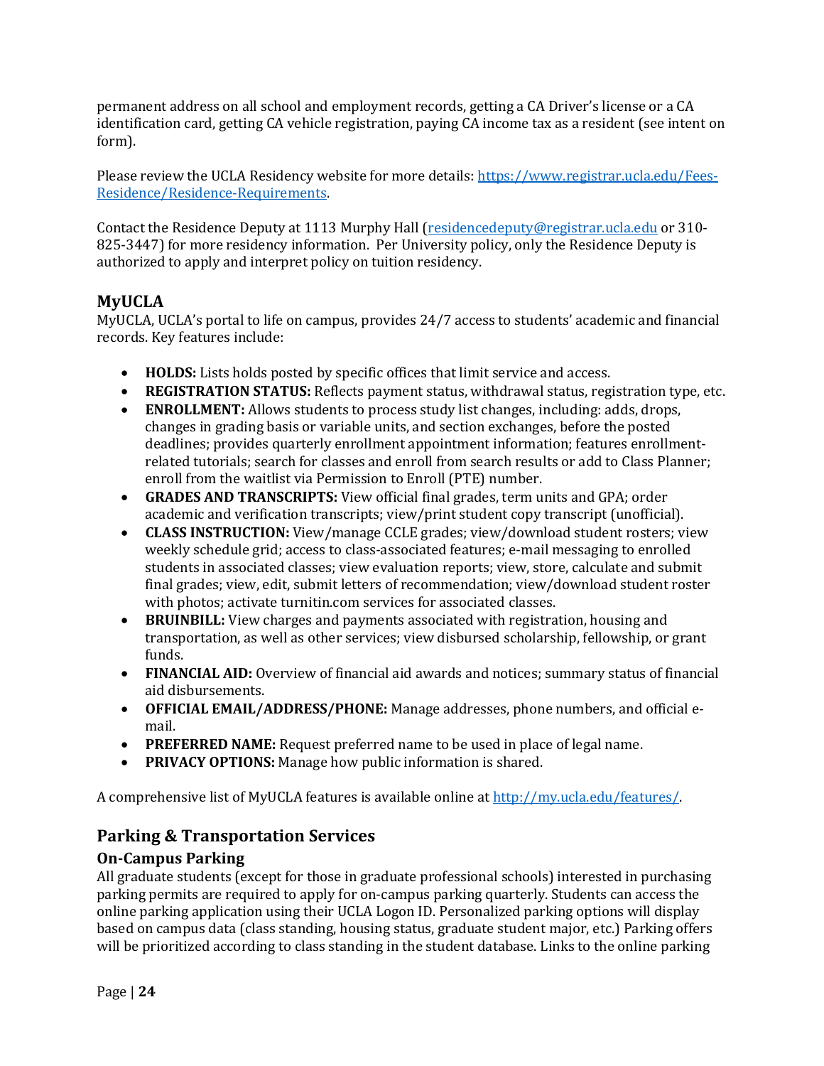permanent address on all school and employment records, getting a CA Driver's license or a CA identification card, getting CA vehicle registration, paying CA income tax as a resident (see intent on form).

Please review the UCLA Residency website for more details: [https://www.registrar.ucla.edu/Fees-Residence/Residence-Requirements](https://www.registrar.ucla.edu/Fees-Residence/Residence-Requirements).

Contact the Residence Deputy at 1113 Murphy Hall ([residencedeputy@registrar.ucla.edu](mailto:residencedeputy@registrar.ucla.edu) or 310-825-3447) for more residency information. Per University policy, only the Residence Deputy is authorized to apply and interpret policy on tuition residency.

## MyUCLA

MyUCLA, UCLA's portal to life on campus, provides 24/7 access to students' academic and financial records. Key features include:

- **HOLDS:** Lists holds posted by specific offices that limit service and access.
- **REGISTRATION STATUS:** Reflects payment status, withdrawal status, registration type, etc.
- **ENROLLMENT:** Allows students to process study list changes, including: adds, drops, changes in grading basis or variable units, and section exchanges, before the posted deadlines; provides quarterly enrollment appointment information; features enrollment-related tutorials; search for classes and enroll from search results or add to Class Planner; enroll from the waitlist via Permission to Enroll (PTE) number.
- **GRADES AND TRANSCRIPTS:** View official final grades, term units and GPA; order academic and verification transcripts; view/print student copy transcript (unofficial).
- **CLASS INSTRUCTION:** View/manage CCLE grades; view/download student rosters; view weekly schedule grid; access to class-associated features; e-mail messaging to enrolled students in associated classes; view evaluation reports; view, store, calculate and submit final grades; view, edit, submit letters of recommendation; view/download student roster with photos; activate turnitin.com services for associated classes.
- **BRUINBILL:** View charges and payments associated with registration, housing and transportation, as well as other services; view disbursed scholarship, fellowship, or grant funds.
- **FINANCIAL AID:** Overview of financial aid awards and notices; summary status of financial aid disbursements.
- **OFFICIAL EMAIL/ADDRESS/PHONE:** Manage addresses, phone numbers, and official e-mail.
- **PREFERRED NAME:** Request preferred name to be used in place of legal name.
- **PRIVACY OPTIONS:** Manage how public information is shared.

A comprehensive list of MyUCLA features is available online at [http://my.ucla.edu/features/](http://my.ucla.edu/features/).

## Parking & Transportation Services

### On-Campus Parking

All graduate students (except for those in graduate professional schools) interested in purchasing parking permits are required to apply for on-campus parking quarterly. Students can access the online parking application using their UCLA Logon ID. Personalized parking options will display based on campus data (class standing, housing status, graduate student major, etc.) Parking offers will be prioritized according to class standing in the student database. Links to the online parking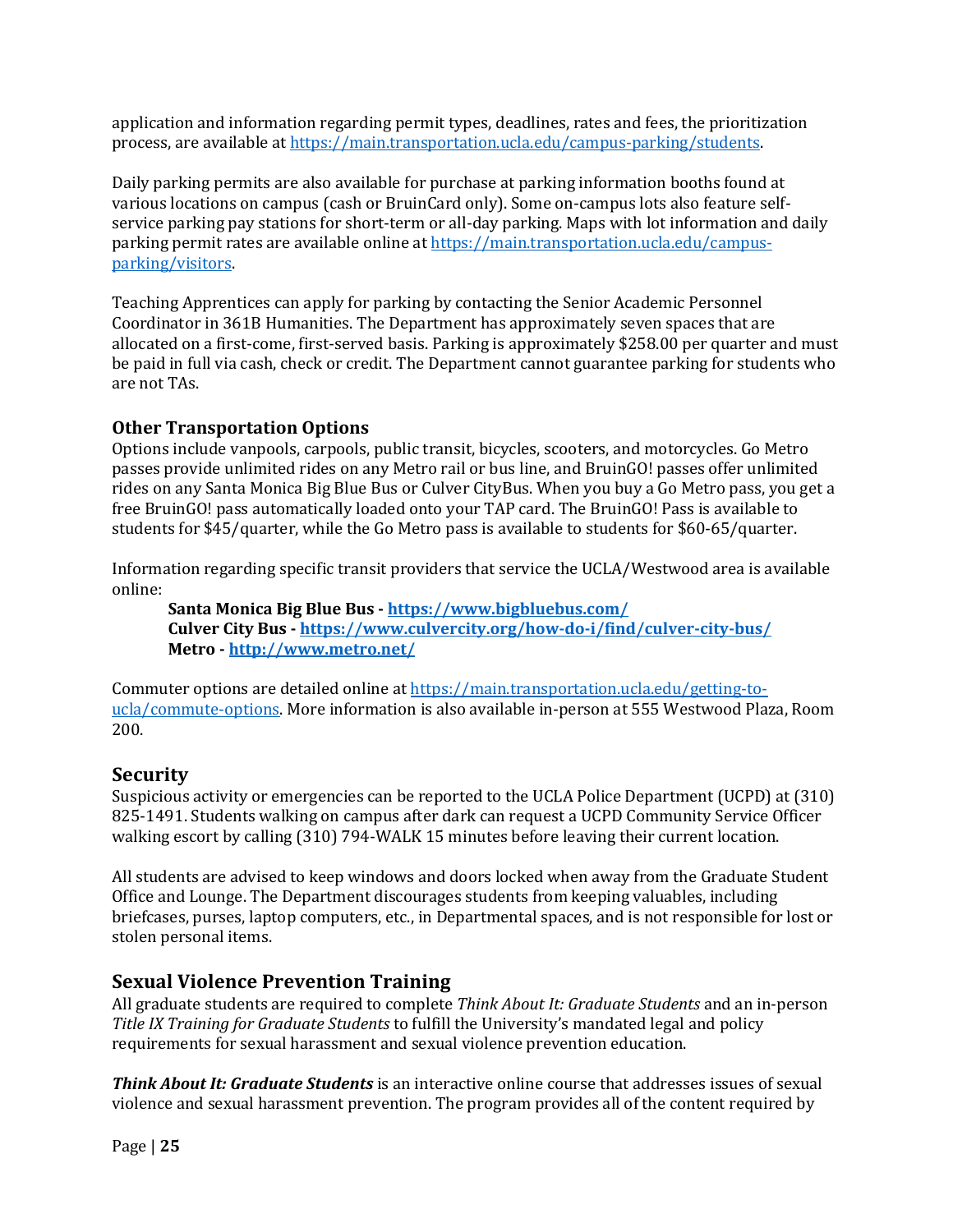application and information regarding permit types, deadlines, rates and fees, the prioritization process, are available at https://main.transportation.ucla.edu/campus-parking/students.

Daily parking permits are also available for purchase at parking information booths found at various locations on campus (cash or BruinCard only). Some on-campus lots also feature self-service parking pay stations for short-term or all-day parking. Maps with lot information and daily parking permit rates are available online at https://main.transportation.ucla.edu/campus-parking/visitors.

Teaching Apprentices can apply for parking by contacting the Senior Academic Personnel Coordinator in 361B Humanities. The Department has approximately seven spaces that are allocated on a first-come, first-served basis. Parking is approximately $258.00 per quarter and must be paid in full via cash, check or credit. The Department cannot guarantee parking for students who are not TAs.

### Other Transportation Options

Options include vanpools, carpools, public transit, bicycles, scooters, and motorcycles. Go Metro passes provide unlimited rides on any Metro rail or bus line, and BruinGO! passes offer unlimited rides on any Santa Monica Big Blue Bus or Culver CityBus. When you buy a Go Metro pass, you get a free BruinGO! pass automatically loaded onto your TAP card. The BruinGO! Pass is available to students for $45/quarter, while the Go Metro pass is available to students for $60-65/quarter.

Information regarding specific transit providers that service the UCLA/Westwood area is available online:

**Santa Monica Big Blue Bus - https://www.bigbluebus.com/**
**Culver City Bus - https://www.culvercity.org/how-do-i/find/culver-city-bus/**
**Metro - http://www.metro.net/**

Commuter options are detailed online at https://main.transportation.ucla.edu/getting-to-ucla/commute-options. More information is also available in-person at 555 Westwood Plaza, Room 200.

## Security

Suspicious activity or emergencies can be reported to the UCLA Police Department (UCPD) at (310) 825-1491. Students walking on campus after dark can request a UCPD Community Service Officer walking escort by calling (310) 794-WALK 15 minutes before leaving their current location.

All students are advised to keep windows and doors locked when away from the Graduate Student Office and Lounge. The Department discourages students from keeping valuables, including briefcases, purses, laptop computers, etc., in Departmental spaces, and is not responsible for lost or stolen personal items.

## Sexual Violence Prevention Training

All graduate students are required to complete *Think About It: Graduate Students* and an in-person *Title IX Training for Graduate Students* to fulfill the University's mandated legal and policy requirements for sexual harassment and sexual violence prevention education.

***Think About It: Graduate Students*** is an interactive online course that addresses issues of sexual violence and sexual harassment prevention. The program provides all of the content required by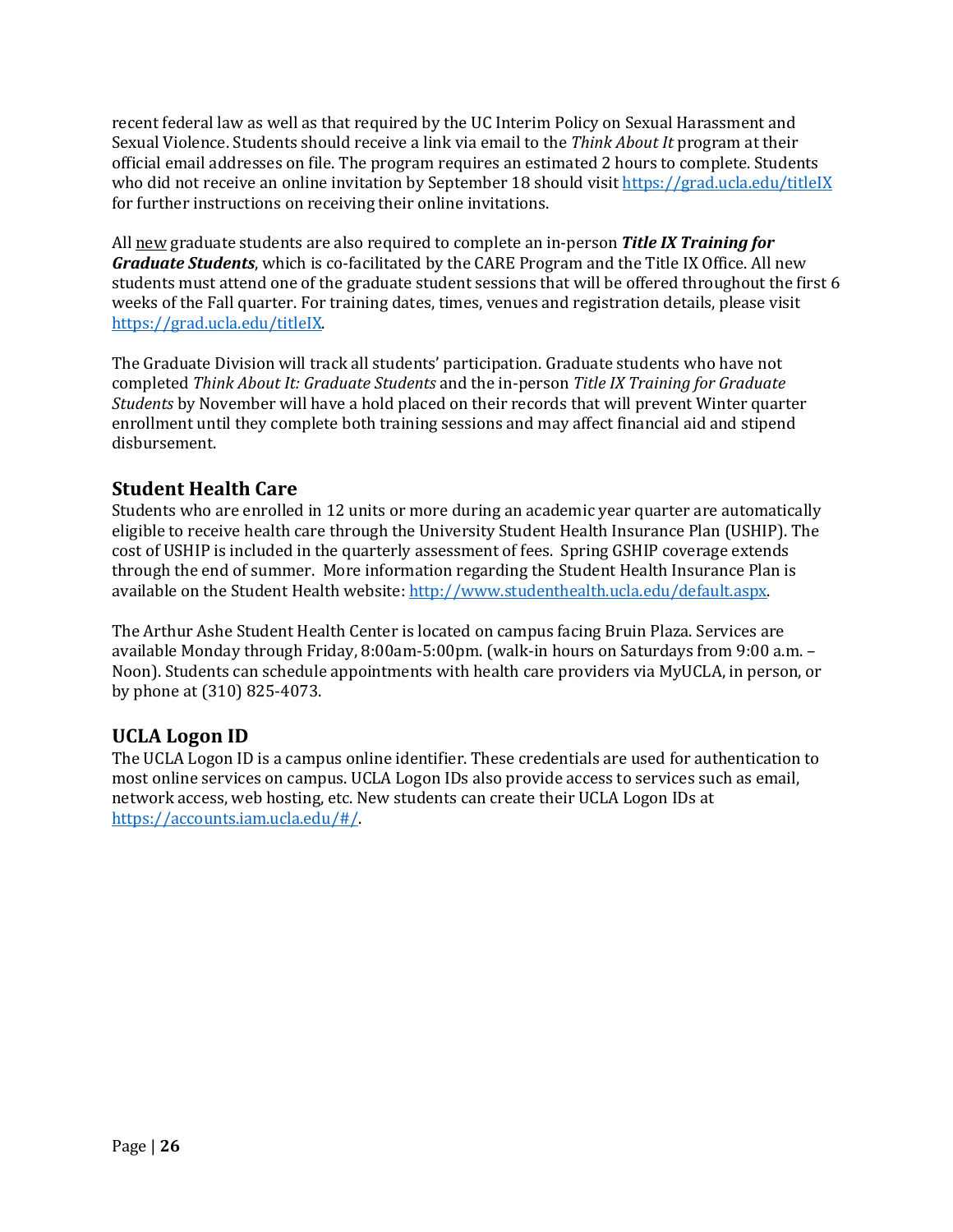recent federal law as well as that required by the UC Interim Policy on Sexual Harassment and Sexual Violence. Students should receive a link via email to the *Think About It* program at their official email addresses on file. The program requires an estimated 2 hours to complete. Students who did not receive an online invitation by September 18 should visit https://grad.ucla.edu/titleIX for further instructions on receiving their online invitations.

All new graduate students are also required to complete an in-person ***Title IX Training for Graduate Students***, which is co-facilitated by the CARE Program and the Title IX Office. All new students must attend one of the graduate student sessions that will be offered throughout the first 6 weeks of the Fall quarter. For training dates, times, venues and registration details, please visit https://grad.ucla.edu/titleIX.

The Graduate Division will track all students' participation. Graduate students who have not completed *Think About It: Graduate Students* and the in-person *Title IX Training for Graduate Students* by November will have a hold placed on their records that will prevent Winter quarter enrollment until they complete both training sessions and may affect financial aid and stipend disbursement.

## Student Health Care

Students who are enrolled in 12 units or more during an academic year quarter are automatically eligible to receive health care through the University Student Health Insurance Plan (USHIP). The cost of USHIP is included in the quarterly assessment of fees. Spring GSHIP coverage extends through the end of summer. More information regarding the Student Health Insurance Plan is available on the Student Health website: http://www.studenthealth.ucla.edu/default.aspx.

The Arthur Ashe Student Health Center is located on campus facing Bruin Plaza. Services are available Monday through Friday, 8:00am-5:00pm. (walk-in hours on Saturdays from 9:00 a.m. – Noon). Students can schedule appointments with health care providers via MyUCLA, in person, or by phone at (310) 825-4073.

## UCLA Logon ID

The UCLA Logon ID is a campus online identifier. These credentials are used for authentication to most online services on campus. UCLA Logon IDs also provide access to services such as email, network access, web hosting, etc. New students can create their UCLA Logon IDs at https://accounts.iam.ucla.edu/#/.